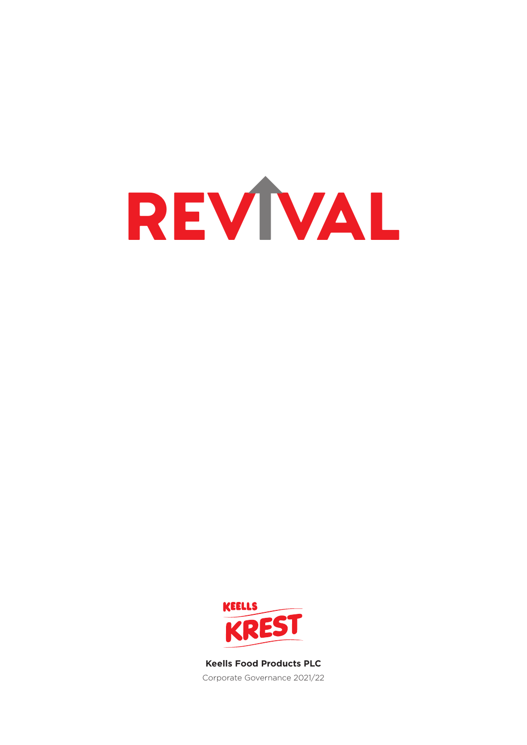# REVIVAL

KEELLS KREST

**Keells Food Products PLC**

Corporate Governance 2021/22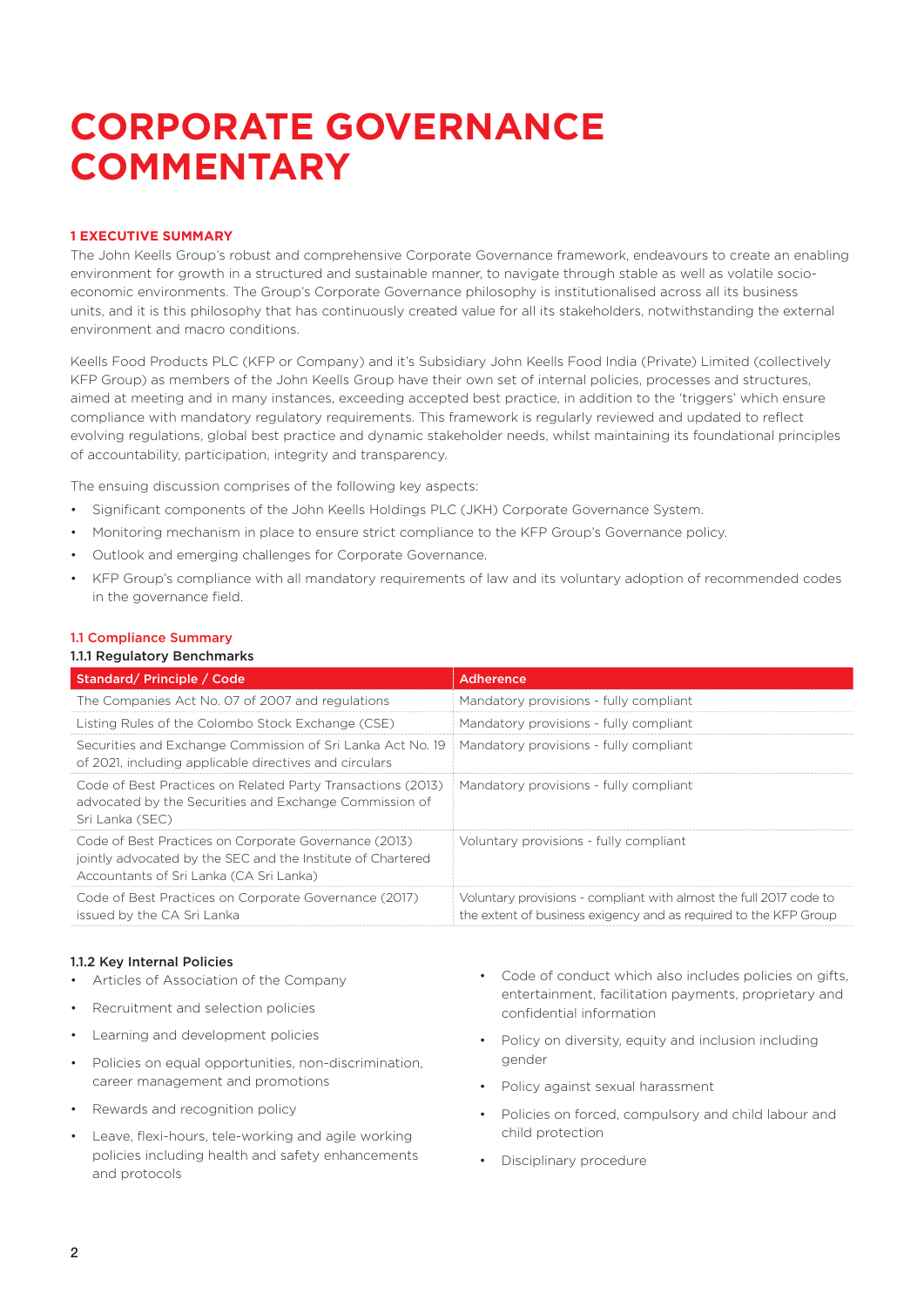# CORPORATE GOVERNANCE COMMENTARY

## 1 EXECUTIVE SUMMARY

The John Keells Group's robust and comprehensive Corporate Governance framework, endeavours to create an enabling environment for growth in a structured and sustainable manner, to navigate through stable as well as volatile socio-economic environments. The Group's Corporate Governance philosophy is institutionalised across all its business units, and it is this philosophy that has continuously created value for all its stakeholders, notwithstanding the external environment and macro conditions.

Keells Food Products PLC (KFP or Company) and it's Subsidiary John Keells Food India (Private) Limited (collectively KFP Group) as members of the John Keells Group have their own set of internal policies, processes and structures, aimed at meeting and in many instances, exceeding accepted best practice, in addition to the 'triggers' which ensure compliance with mandatory regulatory requirements. This framework is regularly reviewed and updated to reflect evolving regulations, global best practice and dynamic stakeholder needs, whilst maintaining its foundational principles of accountability, participation, integrity and transparency.

The ensuing discussion comprises of the following key aspects:

- Significant components of the John Keells Holdings PLC (JKH) Corporate Governance System.
- Monitoring mechanism in place to ensure strict compliance to the KFP Group's Governance policy.
- Outlook and emerging challenges for Corporate Governance.
- KFP Group's compliance with all mandatory requirements of law and its voluntary adoption of recommended codes in the governance field.

### 1.1 Compliance Summary

#### 1.1.1 Regulatory Benchmarks

| Standard/ Principle / Code | Adherence |
|---|---|
| The Companies Act No. 07 of 2007 and regulations | Mandatory provisions - fully compliant |
| Listing Rules of the Colombo Stock Exchange (CSE) | Mandatory provisions - fully compliant |
| Securities and Exchange Commission of Sri Lanka Act No. 19 of 2021, including applicable directives and circulars | Mandatory provisions - fully compliant |
| Code of Best Practices on Related Party Transactions (2013) advocated by the Securities and Exchange Commission of Sri Lanka (SEC) | Mandatory provisions - fully compliant |
| Code of Best Practices on Corporate Governance (2013) jointly advocated by the SEC and the Institute of Chartered Accountants of Sri Lanka (CA Sri Lanka) | Voluntary provisions - fully compliant |
| Code of Best Practices on Corporate Governance (2017) issued by the CA Sri Lanka | Voluntary provisions - compliant with almost the full 2017 code to the extent of business exigency and as required to the KFP Group |

#### 1.1.2 Key Internal Policies

- Articles of Association of the Company
- Recruitment and selection policies
- Learning and development policies
- Policies on equal opportunities, non-discrimination, career management and promotions
- Rewards and recognition policy
- Leave, flexi-hours, tele-working and agile working policies including health and safety enhancements and protocols
- Code of conduct which also includes policies on gifts, entertainment, facilitation payments, proprietary and confidential information
- Policy on diversity, equity and inclusion including gender
- Policy against sexual harassment
- Policies on forced, compulsory and child labour and child protection
- Disciplinary procedure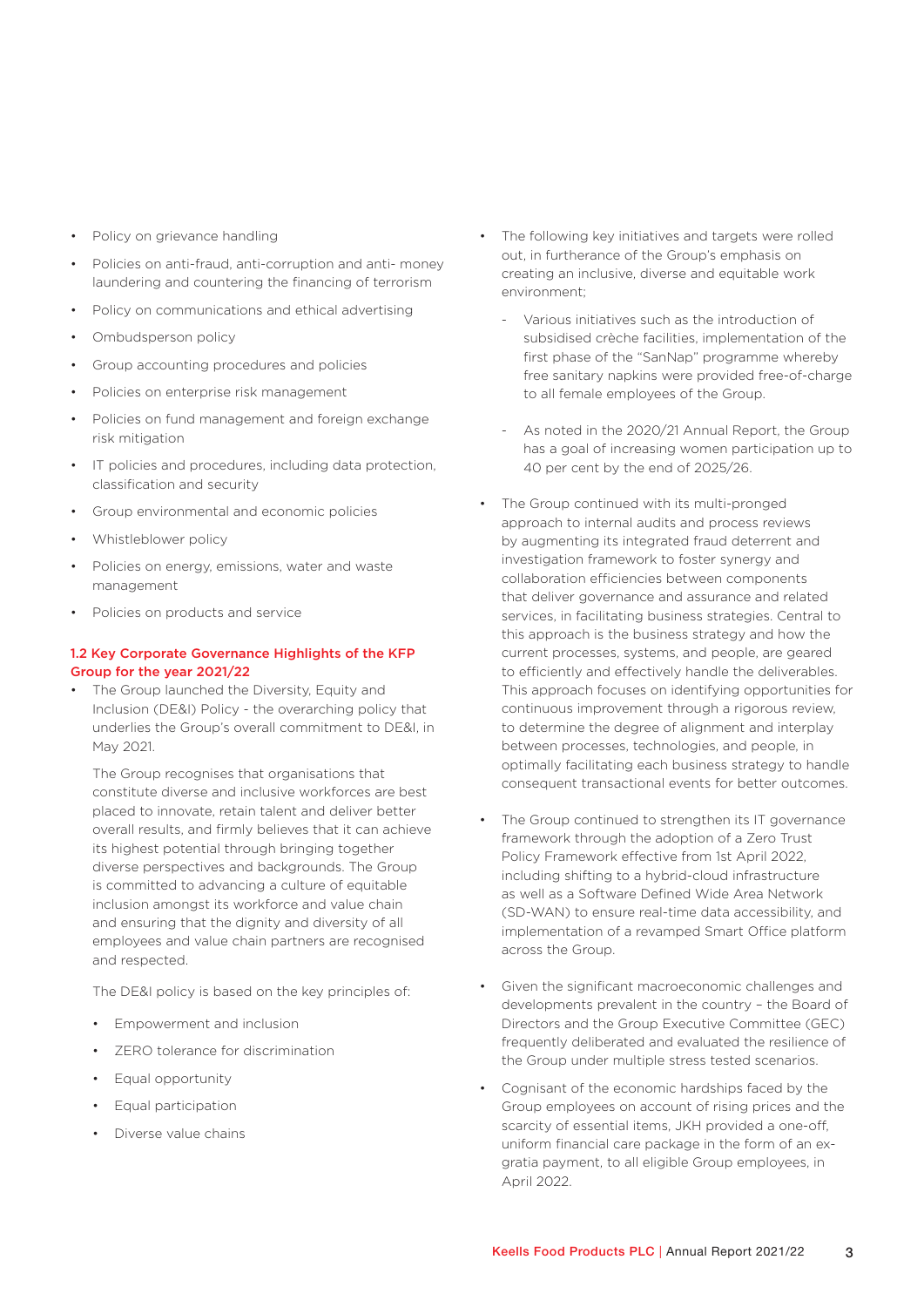- Policy on grievance handling
- Policies on anti-fraud, anti-corruption and anti- money laundering and countering the financing of terrorism
- Policy on communications and ethical advertising
- Ombudsperson policy
- Group accounting procedures and policies
- Policies on enterprise risk management
- Policies on fund management and foreign exchange risk mitigation
- IT policies and procedures, including data protection, classification and security
- Group environmental and economic policies
- Whistleblower policy
- Policies on energy, emissions, water and waste management
- Policies on products and service

### 1.2 Key Corporate Governance Highlights of the KFP Group for the year 2021/22

- The Group launched the Diversity, Equity and Inclusion (DE&I) Policy - the overarching policy that underlies the Group's overall commitment to DE&I, in May 2021.

  The Group recognises that organisations that constitute diverse and inclusive workforces are best placed to innovate, retain talent and deliver better overall results, and firmly believes that it can achieve its highest potential through bringing together diverse perspectives and backgrounds. The Group is committed to advancing a culture of equitable inclusion amongst its workforce and value chain and ensuring that the dignity and diversity of all employees and value chain partners are recognised and respected.

  The DE&I policy is based on the key principles of:

  - Empowerment and inclusion
  - ZERO tolerance for discrimination
  - Equal opportunity
  - Equal participation
  - Diverse value chains

- The following key initiatives and targets were rolled out, in furtherance of the Group's emphasis on creating an inclusive, diverse and equitable work environment;

  - Various initiatives such as the introduction of subsidised crèche facilities, implementation of the first phase of the "SanNap" programme whereby free sanitary napkins were provided free-of-charge to all female employees of the Group.
  - As noted in the 2020/21 Annual Report, the Group has a goal of increasing women participation up to 40 per cent by the end of 2025/26.

- The Group continued with its multi-pronged approach to internal audits and process reviews by augmenting its integrated fraud deterrent and investigation framework to foster synergy and collaboration efficiencies between components that deliver governance and assurance and related services, in facilitating business strategies. Central to this approach is the business strategy and how the current processes, systems, and people, are geared to efficiently and effectively handle the deliverables. This approach focuses on identifying opportunities for continuous improvement through a rigorous review, to determine the degree of alignment and interplay between processes, technologies, and people, in optimally facilitating each business strategy to handle consequent transactional events for better outcomes.

- The Group continued to strengthen its IT governance framework through the adoption of a Zero Trust Policy Framework effective from 1st April 2022, including shifting to a hybrid-cloud infrastructure as well as a Software Defined Wide Area Network (SD-WAN) to ensure real-time data accessibility, and implementation of a revamped Smart Office platform across the Group.

- Given the significant macroeconomic challenges and developments prevalent in the country – the Board of Directors and the Group Executive Committee (GEC) frequently deliberated and evaluated the resilience of the Group under multiple stress tested scenarios.

- Cognisant of the economic hardships faced by the Group employees on account of rising prices and the scarcity of essential items, JKH provided a one-off, uniform financial care package in the form of an ex-gratia payment, to all eligible Group employees, in April 2022.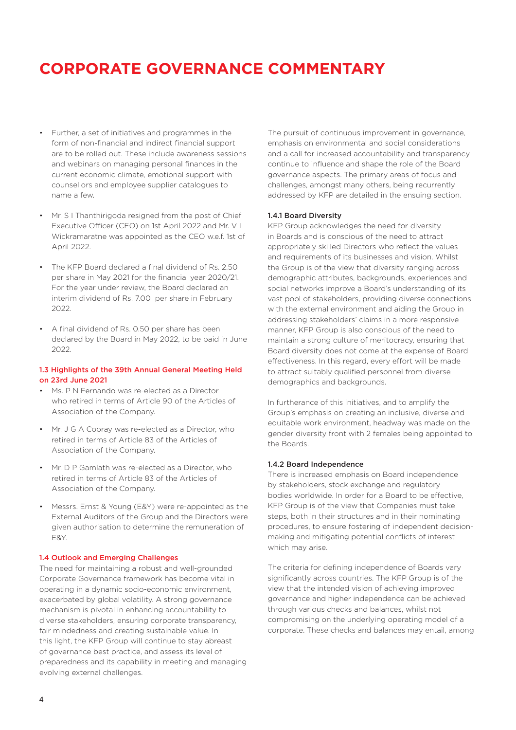# CORPORATE GOVERNANCE COMMENTARY

- Further, a set of initiatives and programmes in the form of non-financial and indirect financial support are to be rolled out. These include awareness sessions and webinars on managing personal finances in the current economic climate, emotional support with counsellors and employee supplier catalogues to name a few.

- Mr. S I Thanthirigoda resigned from the post of Chief Executive Officer (CEO) on 1st April 2022 and Mr. V I Wickramaratne was appointed as the CEO w.e.f. 1st of April 2022.

- The KFP Board declared a final dividend of Rs. 2.50 per share in May 2021 for the financial year 2020/21. For the year under review, the Board declared an interim dividend of Rs. 7.00 per share in February 2022.

- A final dividend of Rs. 0.50 per share has been declared by the Board in May 2022, to be paid in June 2022.

### 1.3 Highlights of the 39th Annual General Meeting Held on 23rd June 2021

- Ms. P N Fernando was re-elected as a Director who retired in terms of Article 90 of the Articles of Association of the Company.

- Mr. J G A Cooray was re-elected as a Director, who retired in terms of Article 83 of the Articles of Association of the Company.

- Mr. D P Gamlath was re-elected as a Director, who retired in terms of Article 83 of the Articles of Association of the Company.

- Messrs. Ernst & Young (E&Y) were re-appointed as the External Auditors of the Group and the Directors were given authorisation to determine the remuneration of E&Y.

### 1.4 Outlook and Emerging Challenges

The need for maintaining a robust and well-grounded Corporate Governance framework has become vital in operating in a dynamic socio-economic environment, exacerbated by global volatility. A strong governance mechanism is pivotal in enhancing accountability to diverse stakeholders, ensuring corporate transparency, fair mindedness and creating sustainable value. In this light, the KFP Group will continue to stay abreast of governance best practice, and assess its level of preparedness and its capability in meeting and managing evolving external challenges.

The pursuit of continuous improvement in governance, emphasis on environmental and social considerations and a call for increased accountability and transparency continue to influence and shape the role of the Board governance aspects. The primary areas of focus and challenges, amongst many others, being recurrently addressed by KFP are detailed in the ensuing section.

#### 1.4.1 Board Diversity

KFP Group acknowledges the need for diversity in Boards and is conscious of the need to attract appropriately skilled Directors who reflect the values and requirements of its businesses and vision. Whilst the Group is of the view that diversity ranging across demographic attributes, backgrounds, experiences and social networks improve a Board's understanding of its vast pool of stakeholders, providing diverse connections with the external environment and aiding the Group in addressing stakeholders' claims in a more responsive manner, KFP Group is also conscious of the need to maintain a strong culture of meritocracy, ensuring that Board diversity does not come at the expense of Board effectiveness. In this regard, every effort will be made to attract suitably qualified personnel from diverse demographics and backgrounds.

In furtherance of this initiatives, and to amplify the Group's emphasis on creating an inclusive, diverse and equitable work environment, headway was made on the gender diversity front with 2 females being appointed to the Boards.

#### 1.4.2 Board Independence

There is increased emphasis on Board independence by stakeholders, stock exchange and regulatory bodies worldwide. In order for a Board to be effective, KFP Group is of the view that Companies must take steps, both in their structures and in their nominating procedures, to ensure fostering of independent decision-making and mitigating potential conflicts of interest which may arise.

The criteria for defining independence of Boards vary significantly across countries. The KFP Group is of the view that the intended vision of achieving improved governance and higher independence can be achieved through various checks and balances, whilst not compromising on the underlying operating model of a corporate. These checks and balances may entail, among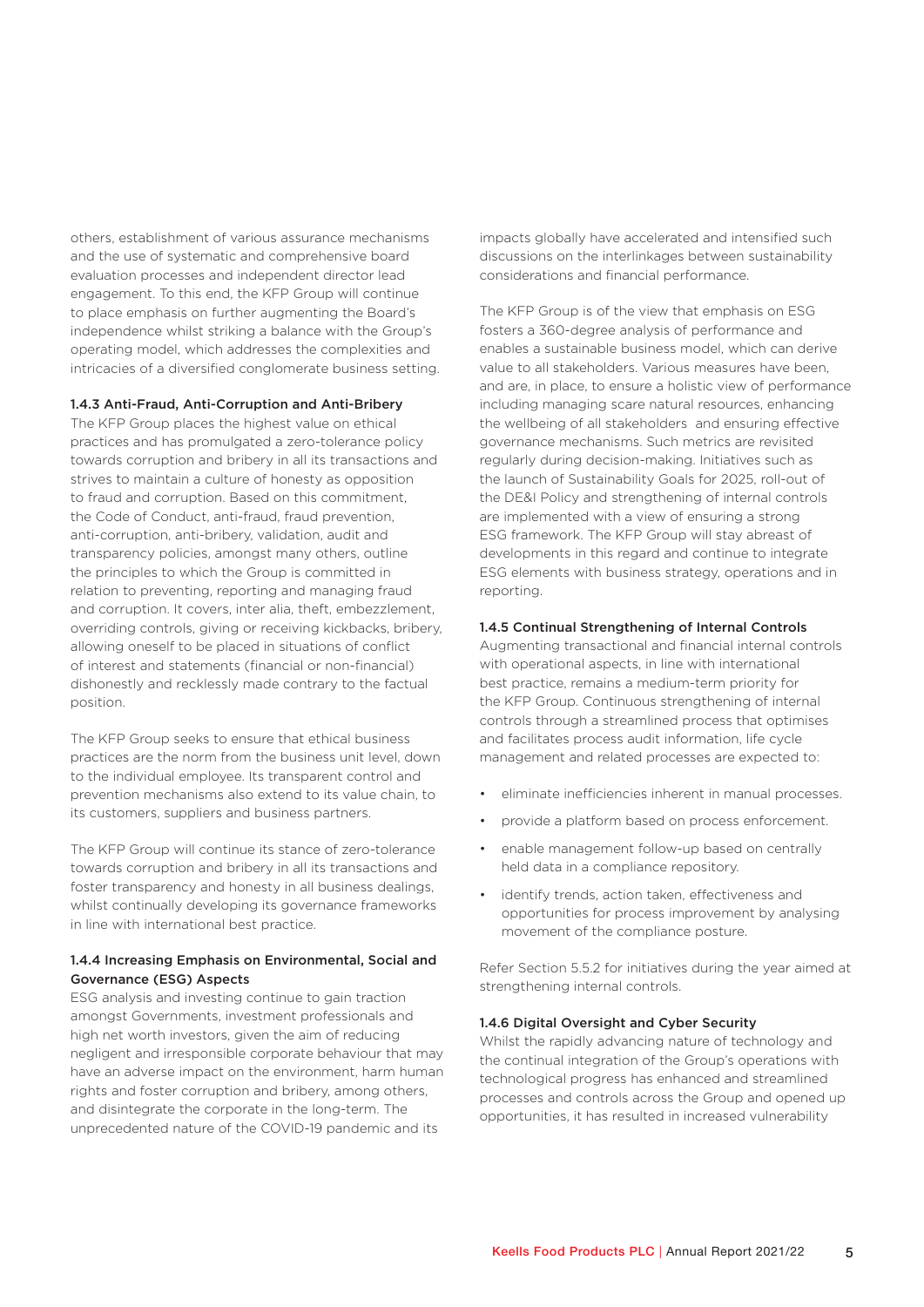others, establishment of various assurance mechanisms and the use of systematic and comprehensive board evaluation processes and independent director lead engagement. To this end, the KFP Group will continue to place emphasis on further augmenting the Board's independence whilst striking a balance with the Group's operating model, which addresses the complexities and intricacies of a diversified conglomerate business setting.

### 1.4.3 Anti-Fraud, Anti-Corruption and Anti-Bribery

The KFP Group places the highest value on ethical practices and has promulgated a zero-tolerance policy towards corruption and bribery in all its transactions and strives to maintain a culture of honesty as opposition to fraud and corruption. Based on this commitment, the Code of Conduct, anti-fraud, fraud prevention, anti-corruption, anti-bribery, validation, audit and transparency policies, amongst many others, outline the principles to which the Group is committed in relation to preventing, reporting and managing fraud and corruption. It covers, inter alia, theft, embezzlement, overriding controls, giving or receiving kickbacks, bribery, allowing oneself to be placed in situations of conflict of interest and statements (financial or non-financial) dishonestly and recklessly made contrary to the factual position.

The KFP Group seeks to ensure that ethical business practices are the norm from the business unit level, down to the individual employee. Its transparent control and prevention mechanisms also extend to its value chain, to its customers, suppliers and business partners.

The KFP Group will continue its stance of zero-tolerance towards corruption and bribery in all its transactions and foster transparency and honesty in all business dealings, whilst continually developing its governance frameworks in line with international best practice.

### 1.4.4 Increasing Emphasis on Environmental, Social and Governance (ESG) Aspects

ESG analysis and investing continue to gain traction amongst Governments, investment professionals and high net worth investors, given the aim of reducing negligent and irresponsible corporate behaviour that may have an adverse impact on the environment, harm human rights and foster corruption and bribery, among others, and disintegrate the corporate in the long-term. The unprecedented nature of the COVID-19 pandemic and its impacts globally have accelerated and intensified such discussions on the interlinkages between sustainability considerations and financial performance.

The KFP Group is of the view that emphasis on ESG fosters a 360-degree analysis of performance and enables a sustainable business model, which can derive value to all stakeholders. Various measures have been, and are, in place, to ensure a holistic view of performance including managing scare natural resources, enhancing the wellbeing of all stakeholders and ensuring effective governance mechanisms. Such metrics are revisited regularly during decision-making. Initiatives such as the launch of Sustainability Goals for 2025, roll-out of the DE&I Policy and strengthening of internal controls are implemented with a view of ensuring a strong ESG framework. The KFP Group will stay abreast of developments in this regard and continue to integrate ESG elements with business strategy, operations and in reporting.

### 1.4.5 Continual Strengthening of Internal Controls

Augmenting transactional and financial internal controls with operational aspects, in line with international best practice, remains a medium-term priority for the KFP Group. Continuous strengthening of internal controls through a streamlined process that optimises and facilitates process audit information, life cycle management and related processes are expected to:

- eliminate inefficiencies inherent in manual processes.
- provide a platform based on process enforcement.
- enable management follow-up based on centrally held data in a compliance repository.
- identify trends, action taken, effectiveness and opportunities for process improvement by analysing movement of the compliance posture.

Refer Section 5.5.2 for initiatives during the year aimed at strengthening internal controls.

### 1.4.6 Digital Oversight and Cyber Security

Whilst the rapidly advancing nature of technology and the continual integration of the Group's operations with technological progress has enhanced and streamlined processes and controls across the Group and opened up opportunities, it has resulted in increased vulnerability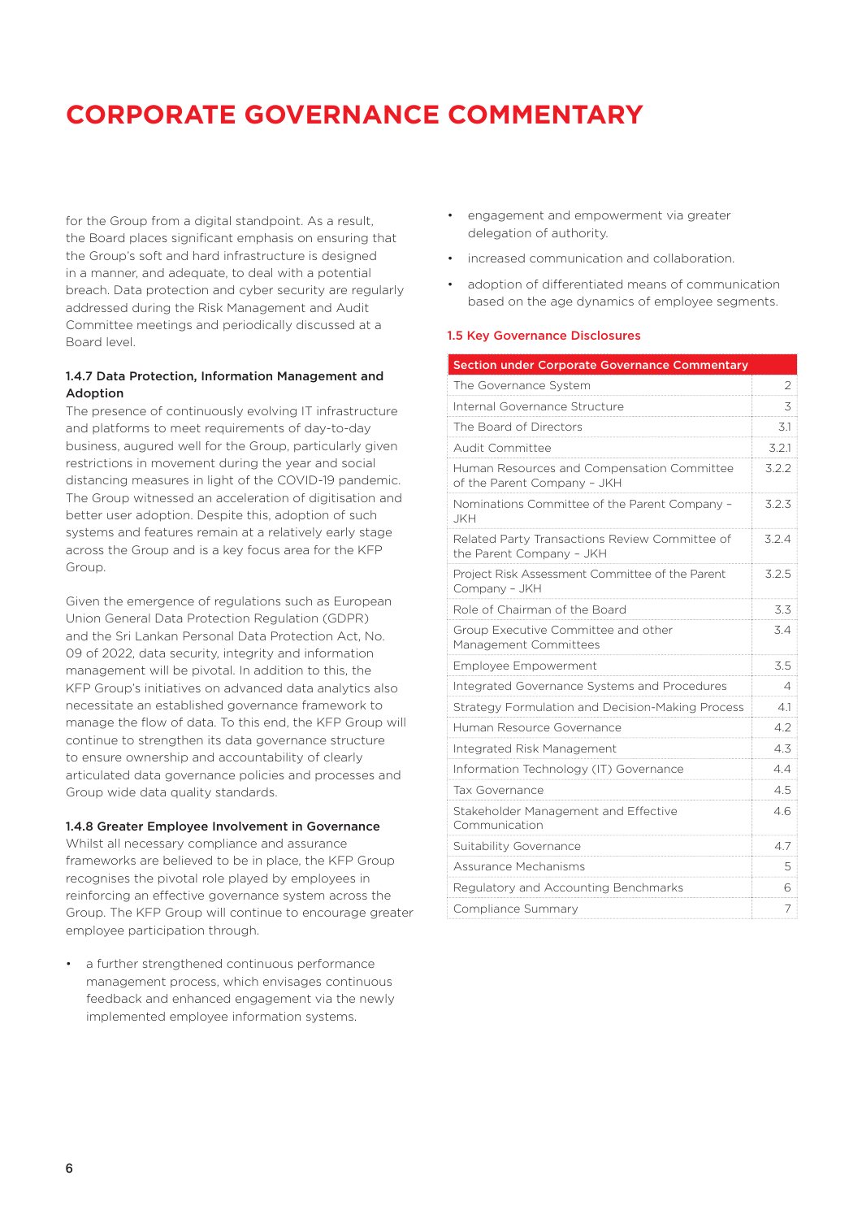# CORPORATE GOVERNANCE COMMENTARY

for the Group from a digital standpoint. As a result, the Board places significant emphasis on ensuring that the Group's soft and hard infrastructure is designed in a manner, and adequate, to deal with a potential breach. Data protection and cyber security are regularly addressed during the Risk Management and Audit Committee meetings and periodically discussed at a Board level.

### 1.4.7 Data Protection, Information Management and Adoption

The presence of continuously evolving IT infrastructure and platforms to meet requirements of day-to-day business, augured well for the Group, particularly given restrictions in movement during the year and social distancing measures in light of the COVID-19 pandemic. The Group witnessed an acceleration of digitisation and better user adoption. Despite this, adoption of such systems and features remain at a relatively early stage across the Group and is a key focus area for the KFP Group.

Given the emergence of regulations such as European Union General Data Protection Regulation (GDPR) and the Sri Lankan Personal Data Protection Act, No. 09 of 2022, data security, integrity and information management will be pivotal. In addition to this, the KFP Group's initiatives on advanced data analytics also necessitate an established governance framework to manage the flow of data. To this end, the KFP Group will continue to strengthen its data governance structure to ensure ownership and accountability of clearly articulated data governance policies and processes and Group wide data quality standards.

### 1.4.8 Greater Employee Involvement in Governance

Whilst all necessary compliance and assurance frameworks are believed to be in place, the KFP Group recognises the pivotal role played by employees in reinforcing an effective governance system across the Group. The KFP Group will continue to encourage greater employee participation through.

- a further strengthened continuous performance management process, which envisages continuous feedback and enhanced engagement via the newly implemented employee information systems.
- engagement and empowerment via greater delegation of authority.
- increased communication and collaboration.
- adoption of differentiated means of communication based on the age dynamics of employee segments.

### 1.5 Key Governance Disclosures

| Section under Corporate Governance Commentary | |
|---|---|
| The Governance System | 2 |
| Internal Governance Structure | 3 |
| The Board of Directors | 3.1 |
| Audit Committee | 3.2.1 |
| Human Resources and Compensation Committee of the Parent Company – JKH | 3.2.2 |
| Nominations Committee of the Parent Company – JKH | 3.2.3 |
| Related Party Transactions Review Committee of the Parent Company – JKH | 3.2.4 |
| Project Risk Assessment Committee of the Parent Company – JKH | 3.2.5 |
| Role of Chairman of the Board | 3.3 |
| Group Executive Committee and other Management Committees | 3.4 |
| Employee Empowerment | 3.5 |
| Integrated Governance Systems and Procedures | 4 |
| Strategy Formulation and Decision-Making Process | 4.1 |
| Human Resource Governance | 4.2 |
| Integrated Risk Management | 4.3 |
| Information Technology (IT) Governance | 4.4 |
| Tax Governance | 4.5 |
| Stakeholder Management and Effective Communication | 4.6 |
| Suitability Governance | 4.7 |
| Assurance Mechanisms | 5 |
| Regulatory and Accounting Benchmarks | 6 |
| Compliance Summary | 7 |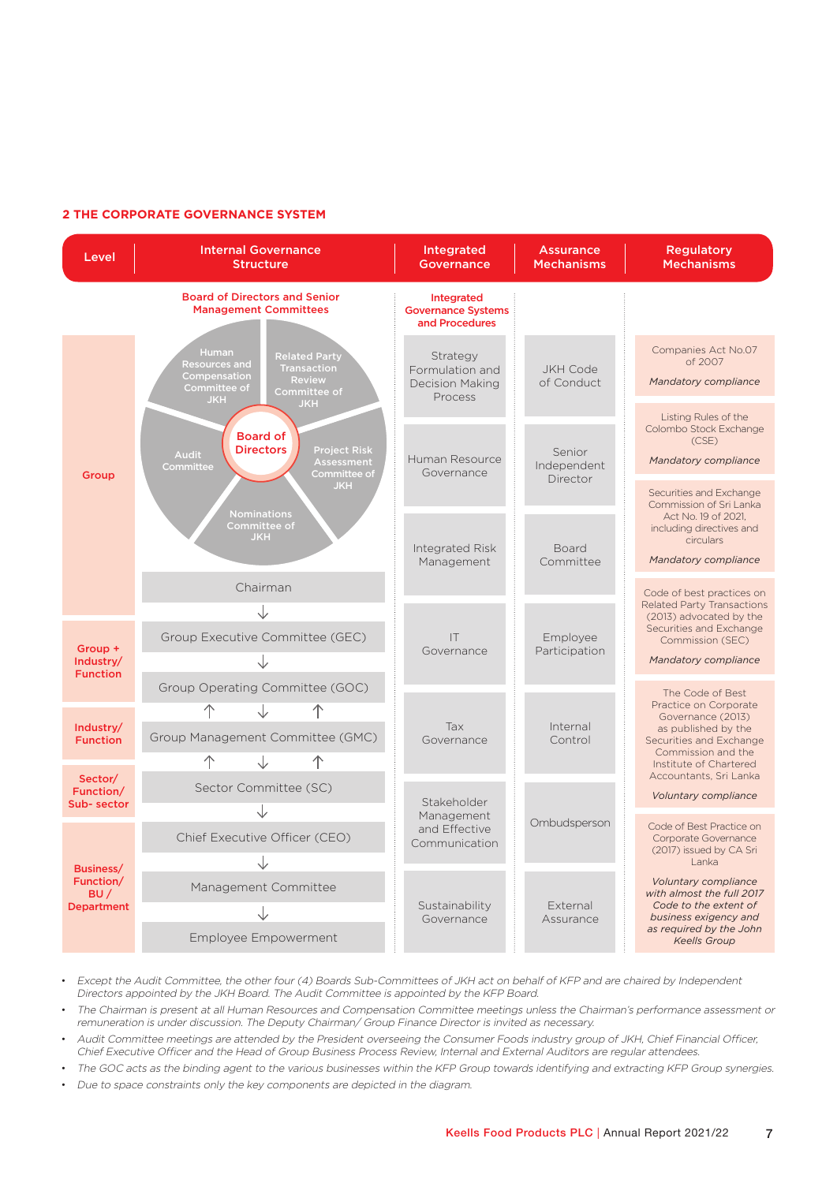## 2 THE CORPORATE GOVERNANCE SYSTEM

| Level | Internal Governance Structure | Integrated Governance | Assurance Mechanisms | Regulatory Mechanisms |
|---|---|---|---|---|
| | **Board of Directors and Senior Management Committees** | **Integrated Governance Systems and Procedures** | | |
| Group | Board of Directors: Human Resources and Compensation Committee of JKH; Related Party Transaction Review Committee of JKH; Project Risk Assessment Committee of JKH; Nominations Committee of JKH; Audit Committee | Strategy Formulation and Decision Making Process | JKH Code of Conduct | Companies Act No.07 of 2007 *Mandatory compliance* |
| | Chairman | Human Resource Governance | Senior Independent Director | Listing Rules of the Colombo Stock Exchange (CSE) *Mandatory compliance* |
| Group + Industry/ Function | Group Executive Committee (GEC) | Integrated Risk Management | Board Committee | Securities and Exchange Commission of Sri Lanka Act No. 19 of 2021, including directives and circulars *Mandatory compliance* |
| | Group Operating Committee (GOC) | IT Governance | Employee Participation | Code of best practices on Related Party Transactions (2013) advocated by the Securities and Exchange Commission (SEC) *Mandatory compliance* |
| Industry/ Function | Group Management Committee (GMC) | Tax Governance | Internal Control | The Code of Best Practice on Corporate Governance (2013) as published by the Securities and Exchange Commission and the Institute of Chartered Accountants, Sri Lanka *Voluntary compliance* |
| Sector/ Function/ Sub- sector | Sector Committee (SC) | Stakeholder Management and Effective Communication | Ombudsperson | Code of Best Practice on Corporate Governance (2017) issued by CA Sri Lanka *Voluntary compliance with almost the full 2017 Code to the extent of business exigency and as required by the John Keells Group* |
| Business/ Function/ BU / Department | Chief Executive Officer (CEO) | Sustainability Governance | External Assurance | |
| | Management Committee | | | |
| | Employee Empowerment | | | |

- *Except the Audit Committee, the other four (4) Boards Sub-Committees of JKH act on behalf of KFP and are chaired by Independent Directors appointed by the JKH Board. The Audit Committee is appointed by the KFP Board.*
- *The Chairman is present at all Human Resources and Compensation Committee meetings unless the Chairman's performance assessment or remuneration is under discussion. The Deputy Chairman/ Group Finance Director is invited as necessary.*
- *Audit Committee meetings are attended by the President overseeing the Consumer Foods industry group of JKH, Chief Financial Officer, Chief Executive Officer and the Head of Group Business Process Review, Internal and External Auditors are regular attendees.*
- *The GOC acts as the binding agent to the various businesses within the KFP Group towards identifying and extracting KFP Group synergies.*
- *Due to space constraints only the key components are depicted in the diagram.*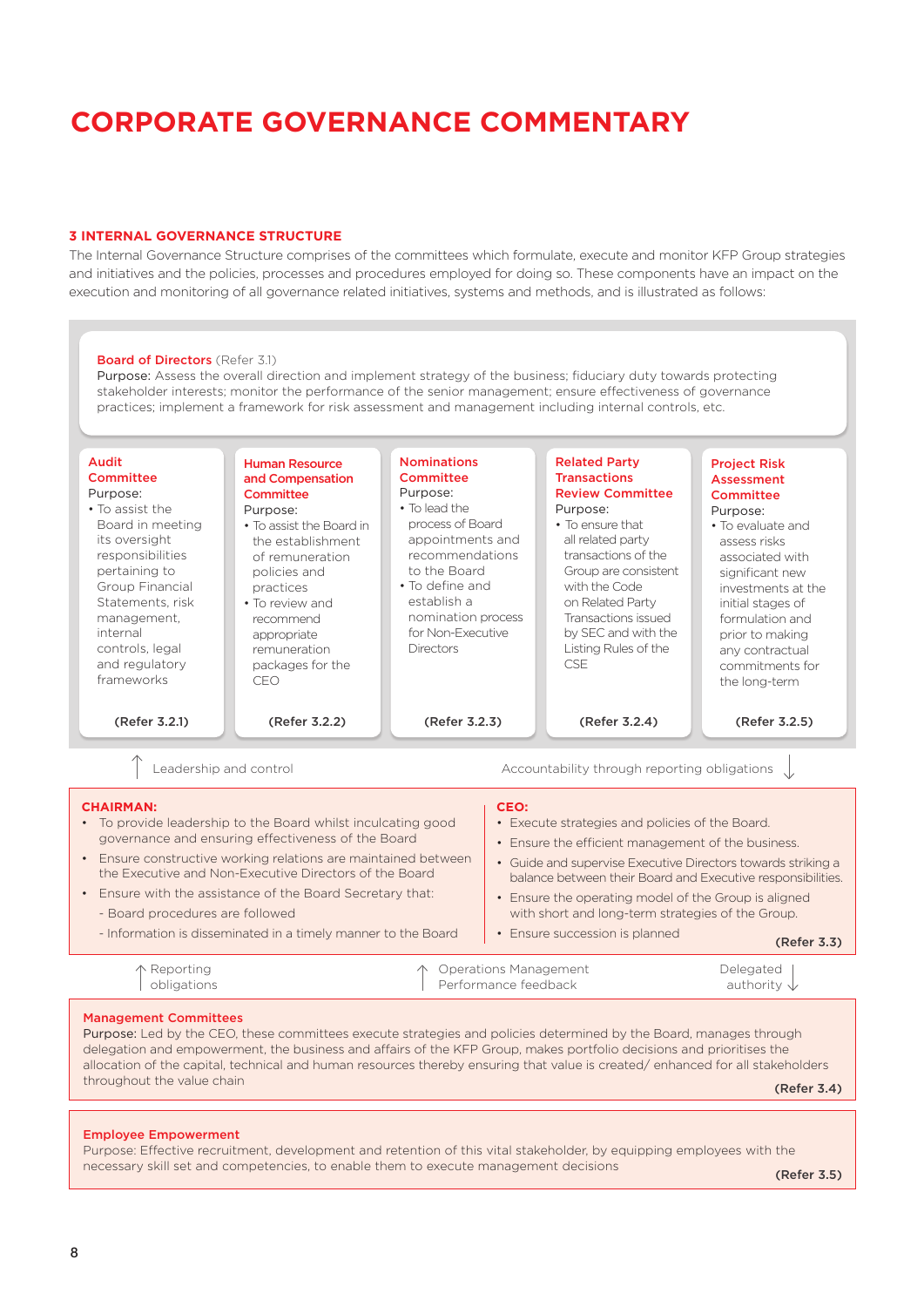# CORPORATE GOVERNANCE COMMENTARY

## 3 INTERNAL GOVERNANCE STRUCTURE

The Internal Governance Structure comprises of the committees which formulate, execute and monitor KFP Group strategies and initiatives and the policies, processes and procedures employed for doing so. These components have an impact on the execution and monitoring of all governance related initiatives, systems and methods, and is illustrated as follows:

**Board of Directors** (Refer 3.1)

Purpose: Assess the overall direction and implement strategy of the business; fiduciary duty towards protecting stakeholder interests; monitor the performance of the senior management; ensure effectiveness of governance practices; implement a framework for risk assessment and management including internal controls, etc.

**Audit Committee**

Purpose:
- To assist the Board in meeting its oversight responsibilities pertaining to Group Financial Statements, risk management, internal controls, legal and regulatory frameworks

**(Refer 3.2.1)**

**Human Resource and Compensation Committee**

Purpose:
- To assist the Board in the establishment of remuneration policies and practices
- To review and recommend appropriate remuneration packages for the CEO

**(Refer 3.2.2)**

**Nominations Committee**

Purpose:
- To lead the process of Board appointments and recommendations to the Board
- To define and establish a nomination process for Non-Executive Directors

**(Refer 3.2.3)**

**Related Party Transactions Review Committee**

Purpose:
- To ensure that all related party transactions of the Group are consistent with the Code on Related Party Transactions issued by SEC and with the Listing Rules of the CSE

**(Refer 3.2.4)**

**Project Risk Assessment Committee**

Purpose:
- To evaluate and assess risks associated with significant new investments at the initial stages of formulation and prior to making any contractual commitments for the long-term

**(Refer 3.2.5)**

↑ Leadership and control

Accountability through reporting obligations ↓

**CHAIRMAN:**

- To provide leadership to the Board whilst inculcating good governance and ensuring effectiveness of the Board
- Ensure constructive working relations are maintained between the Executive and Non-Executive Directors of the Board
- Ensure with the assistance of the Board Secretary that:
  - Board procedures are followed
  - Information is disseminated in a timely manner to the Board

**CEO:**

- Execute strategies and policies of the Board.
- Ensure the efficient management of the business.
- Guide and supervise Executive Directors towards striking a balance between their Board and Executive responsibilities.
- Ensure the operating model of the Group is aligned with short and long-term strategies of the Group.
- Ensure succession is planned

**(Refer 3.3)**

↑ Reporting obligations

↑ Operations Management Performance feedback

Delegated authority ↓

**Management Committees**

Purpose: Led by the CEO, these committees execute strategies and policies determined by the Board, manages through delegation and empowerment, the business and affairs of the KFP Group, makes portfolio decisions and prioritises the allocation of the capital, technical and human resources thereby ensuring that value is created/ enhanced for all stakeholders throughout the value chain

**(Refer 3.4)**

**Employee Empowerment**

Purpose: Effective recruitment, development and retention of this vital stakeholder, by equipping employees with the necessary skill set and competencies, to enable them to execute management decisions

**(Refer 3.5)**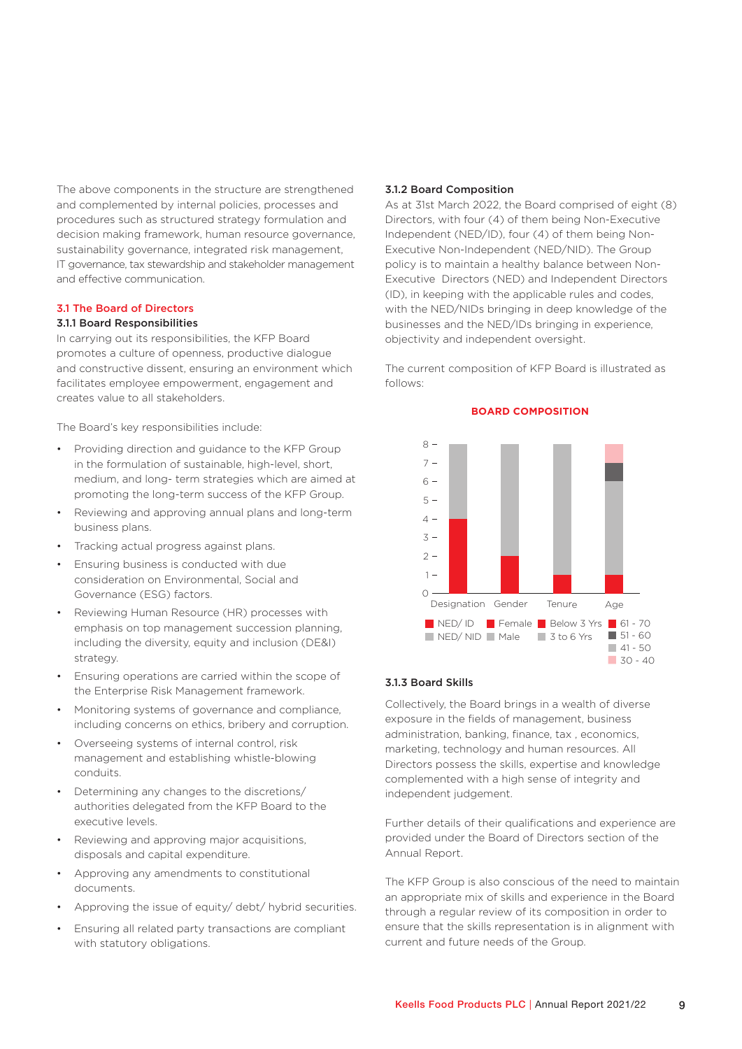The above components in the structure are strengthened and complemented by internal policies, processes and procedures such as structured strategy formulation and decision making framework, human resource governance, sustainability governance, integrated risk management, IT governance, tax stewardship and stakeholder management and effective communication.

## 3.1 The Board of Directors

### 3.1.1 Board Responsibilities

In carrying out its responsibilities, the KFP Board promotes a culture of openness, productive dialogue and constructive dissent, ensuring an environment which facilitates employee empowerment, engagement and creates value to all stakeholders.

The Board's key responsibilities include:

- Providing direction and guidance to the KFP Group in the formulation of sustainable, high-level, short, medium, and long- term strategies which are aimed at promoting the long-term success of the KFP Group.
- Reviewing and approving annual plans and long-term business plans.
- Tracking actual progress against plans.
- Ensuring business is conducted with due consideration on Environmental, Social and Governance (ESG) factors.
- Reviewing Human Resource (HR) processes with emphasis on top management succession planning, including the diversity, equity and inclusion (DE&I) strategy.
- Ensuring operations are carried within the scope of the Enterprise Risk Management framework.
- Monitoring systems of governance and compliance, including concerns on ethics, bribery and corruption.
- Overseeing systems of internal control, risk management and establishing whistle-blowing conduits.
- Determining any changes to the discretions/ authorities delegated from the KFP Board to the executive levels.
- Reviewing and approving major acquisitions, disposals and capital expenditure.
- Approving any amendments to constitutional documents.
- Approving the issue of equity/ debt/ hybrid securities.
- Ensuring all related party transactions are compliant with statutory obligations.

### 3.1.2 Board Composition

As at 31st March 2022, the Board comprised of eight (8) Directors, with four (4) of them being Non-Executive Independent (NED/ID), four (4) of them being Non-Executive Non-Independent (NED/NID). The Group policy is to maintain a healthy balance between Non-Executive Directors (NED) and Independent Directors (ID), in keeping with the applicable rules and codes, with the NED/NIDs bringing in deep knowledge of the businesses and the NED/IDs bringing in experience, objectivity and independent oversight.

The current composition of KFP Board is illustrated as follows:

**BOARD COMPOSITION**

| Category | | |
|---|---|---|
| Designation | NED/ ID | 4 |
| | NED/ NID | 4 |
| Gender | Female | 2 |
| | Male | 6 |
| Tenure | Below 3 Yrs | 1 |
| | 3 to 6 Yrs | 7 |
| Age | 61 - 70 | 1 |
| | 41 - 50 | 5 |
| | 51 - 60 | 1 |
| | 30 - 40 | 1 |

### 3.1.3 Board Skills

Collectively, the Board brings in a wealth of diverse exposure in the fields of management, business administration, banking, finance, tax , economics, marketing, technology and human resources. All Directors possess the skills, expertise and knowledge complemented with a high sense of integrity and independent judgement.

Further details of their qualifications and experience are provided under the Board of Directors section of the Annual Report.

The KFP Group is also conscious of the need to maintain an appropriate mix of skills and experience in the Board through a regular review of its composition in order to ensure that the skills representation is in alignment with current and future needs of the Group.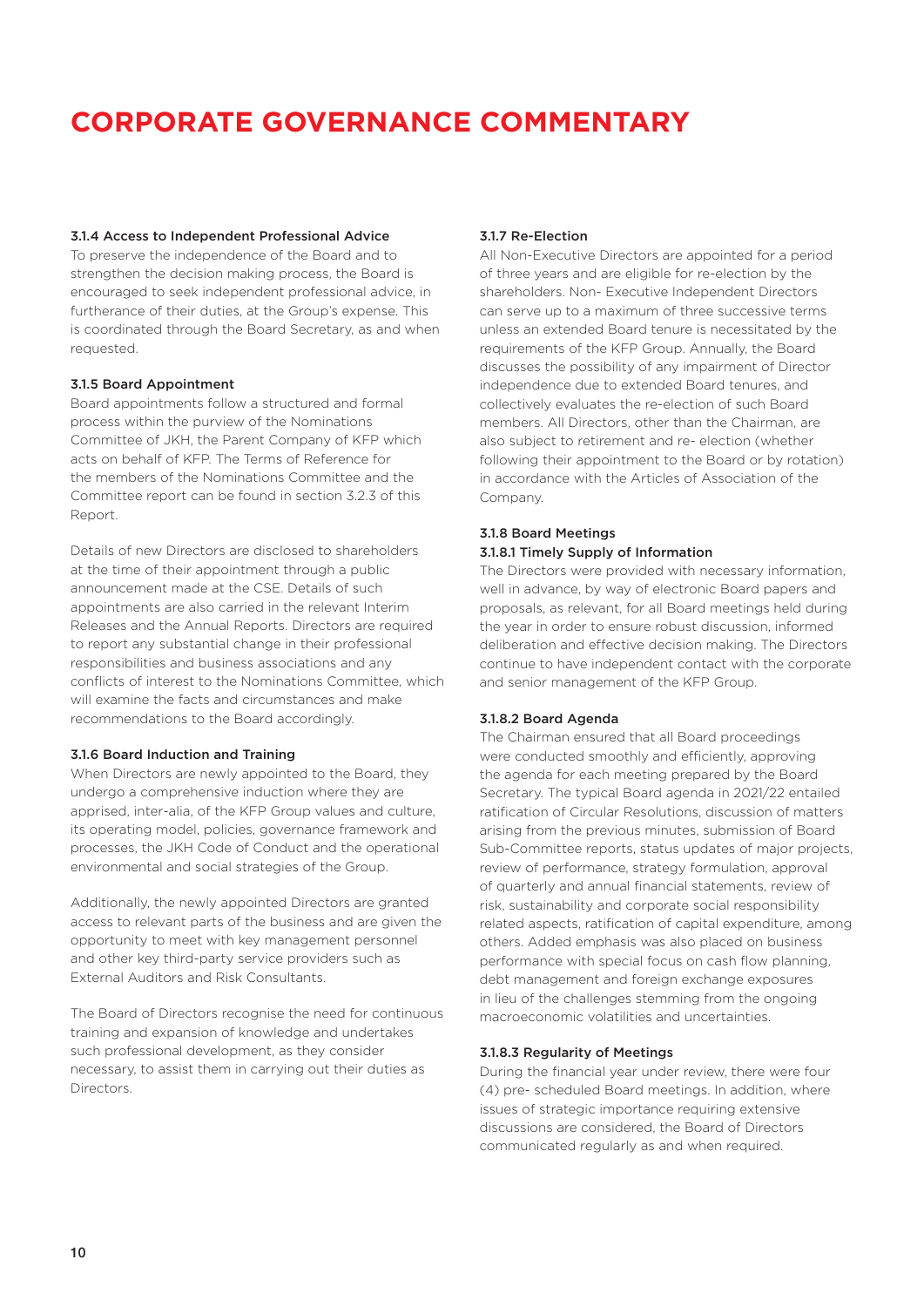# CORPORATE GOVERNANCE COMMENTARY

### 3.1.4 Access to Independent Professional Advice

To preserve the independence of the Board and to strengthen the decision making process, the Board is encouraged to seek independent professional advice, in furtherance of their duties, at the Group's expense. This is coordinated through the Board Secretary, as and when requested.

### 3.1.5 Board Appointment

Board appointments follow a structured and formal process within the purview of the Nominations Committee of JKH, the Parent Company of KFP which acts on behalf of KFP. The Terms of Reference for the members of the Nominations Committee and the Committee report can be found in section 3.2.3 of this Report.

Details of new Directors are disclosed to shareholders at the time of their appointment through a public announcement made at the CSE. Details of such appointments are also carried in the relevant Interim Releases and the Annual Reports. Directors are required to report any substantial change in their professional responsibilities and business associations and any conflicts of interest to the Nominations Committee, which will examine the facts and circumstances and make recommendations to the Board accordingly.

### 3.1.6 Board Induction and Training

When Directors are newly appointed to the Board, they undergo a comprehensive induction where they are apprised, inter-alia, of the KFP Group values and culture, its operating model, policies, governance framework and processes, the JKH Code of Conduct and the operational environmental and social strategies of the Group.

Additionally, the newly appointed Directors are granted access to relevant parts of the business and are given the opportunity to meet with key management personnel and other key third-party service providers such as External Auditors and Risk Consultants.

The Board of Directors recognise the need for continuous training and expansion of knowledge and undertakes such professional development, as they consider necessary, to assist them in carrying out their duties as Directors.

### 3.1.7 Re-Election

All Non-Executive Directors are appointed for a period of three years and are eligible for re-election by the shareholders. Non- Executive Independent Directors can serve up to a maximum of three successive terms unless an extended Board tenure is necessitated by the requirements of the KFP Group. Annually, the Board discusses the possibility of any impairment of Director independence due to extended Board tenures, and collectively evaluates the re-election of such Board members. All Directors, other than the Chairman, are also subject to retirement and re- election (whether following their appointment to the Board or by rotation) in accordance with the Articles of Association of the Company.

### 3.1.8 Board Meetings

#### 3.1.8.1 Timely Supply of Information

The Directors were provided with necessary information, well in advance, by way of electronic Board papers and proposals, as relevant, for all Board meetings held during the year in order to ensure robust discussion, informed deliberation and effective decision making. The Directors continue to have independent contact with the corporate and senior management of the KFP Group.

#### 3.1.8.2 Board Agenda

The Chairman ensured that all Board proceedings were conducted smoothly and efficiently, approving the agenda for each meeting prepared by the Board Secretary. The typical Board agenda in 2021/22 entailed ratification of Circular Resolutions, discussion of matters arising from the previous minutes, submission of Board Sub-Committee reports, status updates of major projects, review of performance, strategy formulation, approval of quarterly and annual financial statements, review of risk, sustainability and corporate social responsibility related aspects, ratification of capital expenditure, among others. Added emphasis was also placed on business performance with special focus on cash flow planning, debt management and foreign exchange exposures in lieu of the challenges stemming from the ongoing macroeconomic volatilities and uncertainties.

#### 3.1.8.3 Regularity of Meetings

During the financial year under review, there were four (4) pre- scheduled Board meetings. In addition, where issues of strategic importance requiring extensive discussions are considered, the Board of Directors communicated regularly as and when required.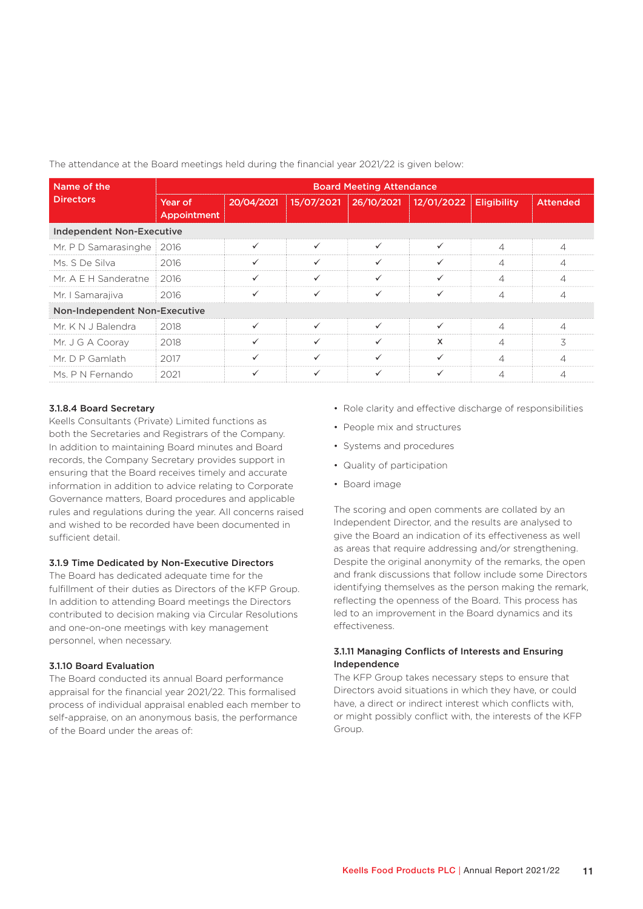The attendance at the Board meetings held during the financial year 2021/22 is given below:

| Name of the Directors | Board Meeting Attendance | | | | | | |
|---|---|---|---|---|---|---|---|
| | Year of Appointment | 20/04/2021 | 15/07/2021 | 26/10/2021 | 12/01/2022 | Eligibility | Attended |
| **Independent Non-Executive** | | | | | | | |
| Mr. P D Samarasinghe | 2016 | ✓ | ✓ | ✓ | ✓ | 4 | 4 |
| Ms. S De Silva | 2016 | ✓ | ✓ | ✓ | ✓ | 4 | 4 |
| Mr. A E H Sanderatne | 2016 | ✓ | ✓ | ✓ | ✓ | 4 | 4 |
| Mr. I Samarajiva | 2016 | ✓ | ✓ | ✓ | ✓ | 4 | 4 |
| **Non-Independent Non-Executive** | | | | | | | |
| Mr. K N J Balendra | 2018 | ✓ | ✓ | ✓ | ✓ | 4 | 4 |
| Mr. J G A Cooray | 2018 | ✓ | ✓ | ✓ | x | 4 | 3 |
| Mr. D P Gamlath | 2017 | ✓ | ✓ | ✓ | ✓ | 4 | 4 |
| Ms. P N Fernando | 2021 | ✓ | ✓ | ✓ | ✓ | 4 | 4 |

### 3.1.8.4 Board Secretary

Keells Consultants (Private) Limited functions as both the Secretaries and Registrars of the Company. In addition to maintaining Board minutes and Board records, the Company Secretary provides support in ensuring that the Board receives timely and accurate information in addition to advice relating to Corporate Governance matters, Board procedures and applicable rules and regulations during the year. All concerns raised and wished to be recorded have been documented in sufficient detail.

### 3.1.9 Time Dedicated by Non-Executive Directors

The Board has dedicated adequate time for the fulfillment of their duties as Directors of the KFP Group. In addition to attending Board meetings the Directors contributed to decision making via Circular Resolutions and one-on-one meetings with key management personnel, when necessary.

### 3.1.10 Board Evaluation

The Board conducted its annual Board performance appraisal for the financial year 2021/22. This formalised process of individual appraisal enabled each member to self-appraise, on an anonymous basis, the performance of the Board under the areas of:

- Role clarity and effective discharge of responsibilities
- People mix and structures
- Systems and procedures
- Quality of participation
- Board image

The scoring and open comments are collated by an Independent Director, and the results are analysed to give the Board an indication of its effectiveness as well as areas that require addressing and/or strengthening. Despite the original anonymity of the remarks, the open and frank discussions that follow include some Directors identifying themselves as the person making the remark, reflecting the openness of the Board. This process has led to an improvement in the Board dynamics and its effectiveness.

### 3.1.11 Managing Conflicts of Interests and Ensuring Independence

The KFP Group takes necessary steps to ensure that Directors avoid situations in which they have, or could have, a direct or indirect interest which conflicts with, or might possibly conflict with, the interests of the KFP Group.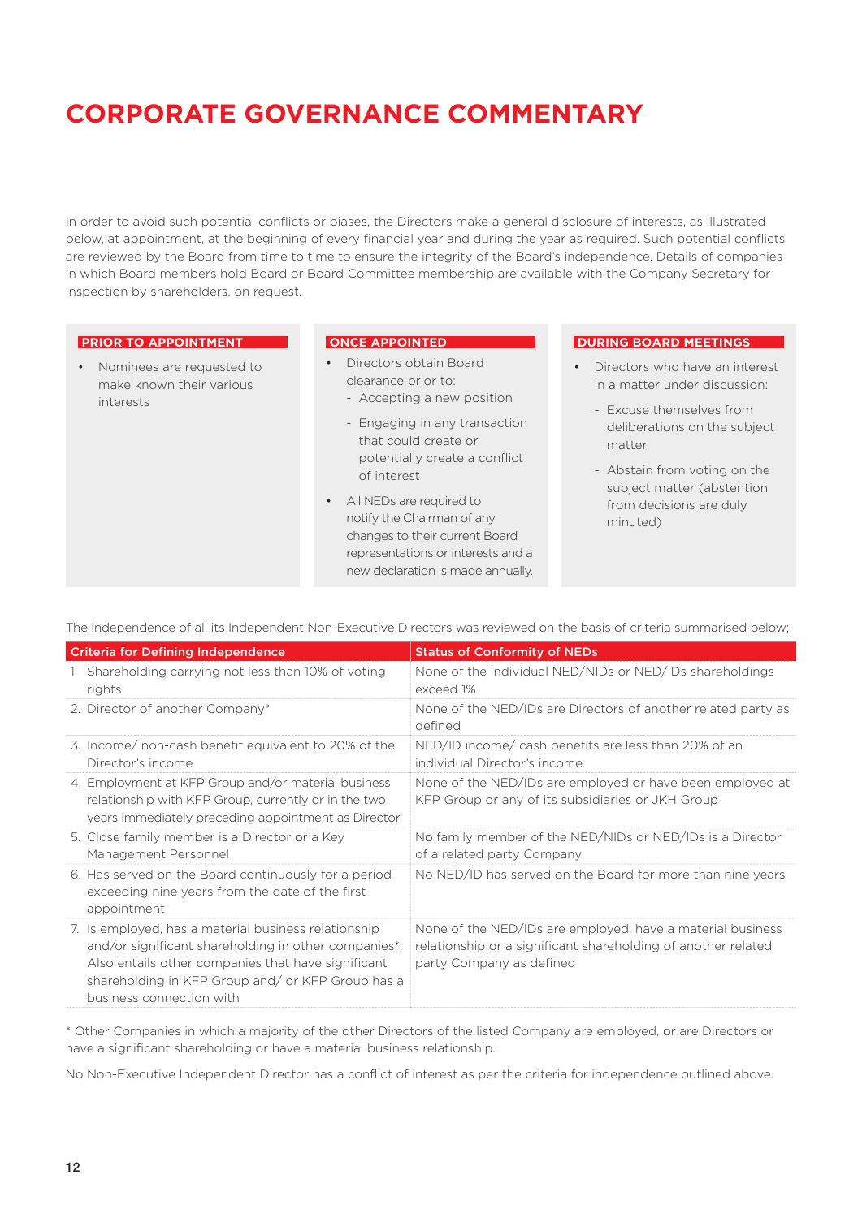// 
# CORPORATE GOVERNANCE COMMENTARY

In order to avoid such potential conflicts or biases, the Directors make a general disclosure of interests, as illustrated below, at appointment, at the beginning of every financial year and during the year as required. Such potential conflicts are reviewed by the Board from time to time to ensure the integrity of the Board's independence. Details of companies in which Board members hold Board or Board Committee membership are available with the Company Secretary for inspection by shareholders, on request.

**PRIOR TO APPOINTMENT**

- Nominees are requested to make known their various interests

**ONCE APPOINTED**

- Directors obtain Board clearance prior to:
  - Accepting a new position
  - Engaging in any transaction that could create or potentially create a conflict of interest
- All NEDs are required to notify the Chairman of any changes to their current Board representations or interests and a new declaration is made annually.

**DURING BOARD MEETINGS**

- Directors who have an interest in a matter under discussion:
  - Excuse themselves from deliberations on the subject matter
  - Abstain from voting on the subject matter (abstention from decisions are duly minuted)

The independence of all its Independent Non-Executive Directors was reviewed on the basis of criteria summarised below;

| Criteria for Defining Independence | Status of Conformity of NEDs |
|---|---|
| 1. Shareholding carrying not less than 10% of voting rights | None of the individual NED/NIDs or NED/IDs shareholdings exceed 1% |
| 2. Director of another Company* | None of the NED/IDs are Directors of another related party as defined |
| 3. Income/ non-cash benefit equivalent to 20% of the Director's income | NED/ID income/ cash benefits are less than 20% of an individual Director's income |
| 4. Employment at KFP Group and/or material business relationship with KFP Group, currently or in the two years immediately preceding appointment as Director | None of the NED/IDs are employed or have been employed at KFP Group or any of its subsidiaries or JKH Group |
| 5. Close family member is a Director or a Key Management Personnel | No family member of the NED/NIDs or NED/IDs is a Director of a related party Company |
| 6. Has served on the Board continuously for a period exceeding nine years from the date of the first appointment | No NED/ID has served on the Board for more than nine years |
| 7. Is employed, has a material business relationship and/or significant shareholding in other companies*. Also entails other companies that have significant shareholding in KFP Group and/ or KFP Group has a business connection with | None of the NED/IDs are employed, have a material business relationship or a significant shareholding of another related party Company as defined |

\* Other Companies in which a majority of the other Directors of the listed Company are employed, or are Directors or have a significant shareholding or have a material business relationship.

No Non-Executive Independent Director has a conflict of interest as per the criteria for independence outlined above.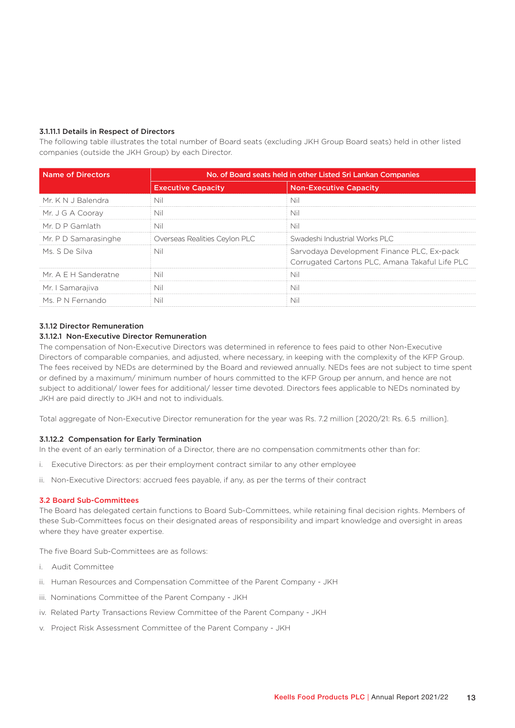#### 3.1.11.1 Details in Respect of Directors

The following table illustrates the total number of Board seats (excluding JKH Group Board seats) held in other listed companies (outside the JKH Group) by each Director.

| Name of Directors | No. of Board seats held in other Listed Sri Lankan Companies | |
|---|---|---|
| | Executive Capacity | Non-Executive Capacity |
| Mr. K N J Balendra | Nil | Nil |
| Mr. J G A Cooray | Nil | Nil |
| Mr. D P Gamlath | Nil | Nil |
| Mr. P D Samarasinghe | Overseas Realities Ceylon PLC | Swadeshi Industrial Works PLC |
| Ms. S De Silva | Nil | Sarvodaya Development Finance PLC, Ex-pack Corrugated Cartons PLC, Amana Takaful Life PLC |
| Mr. A E H Sanderatne | Nil | Nil |
| Mr. I Samarajiva | Nil | Nil |
| Ms. P N Fernando | Nil | Nil |

#### 3.1.12 Director Remuneration

#### 3.1.12.1 Non-Executive Director Remuneration

The compensation of Non-Executive Directors was determined in reference to fees paid to other Non-Executive Directors of comparable companies, and adjusted, where necessary, in keeping with the complexity of the KFP Group. The fees received by NEDs are determined by the Board and reviewed annually. NEDs fees are not subject to time spent or defined by a maximum/ minimum number of hours committed to the KFP Group per annum, and hence are not subject to additional/ lower fees for additional/ lesser time devoted. Directors fees applicable to NEDs nominated by JKH are paid directly to JKH and not to individuals.

Total aggregate of Non-Executive Director remuneration for the year was Rs. 7.2 million [2020/21: Rs. 6.5 million].

#### 3.1.12.2 Compensation for Early Termination

In the event of an early termination of a Director, there are no compensation commitments other than for:

i. Executive Directors: as per their employment contract similar to any other employee

ii. Non-Executive Directors: accrued fees payable, if any, as per the terms of their contract

### 3.2 Board Sub-Committees

The Board has delegated certain functions to Board Sub-Committees, while retaining final decision rights. Members of these Sub-Committees focus on their designated areas of responsibility and impart knowledge and oversight in areas where they have greater expertise.

The five Board Sub-Committees are as follows:

i. Audit Committee

ii. Human Resources and Compensation Committee of the Parent Company - JKH

iii. Nominations Committee of the Parent Company - JKH

iv. Related Party Transactions Review Committee of the Parent Company - JKH

v. Project Risk Assessment Committee of the Parent Company - JKH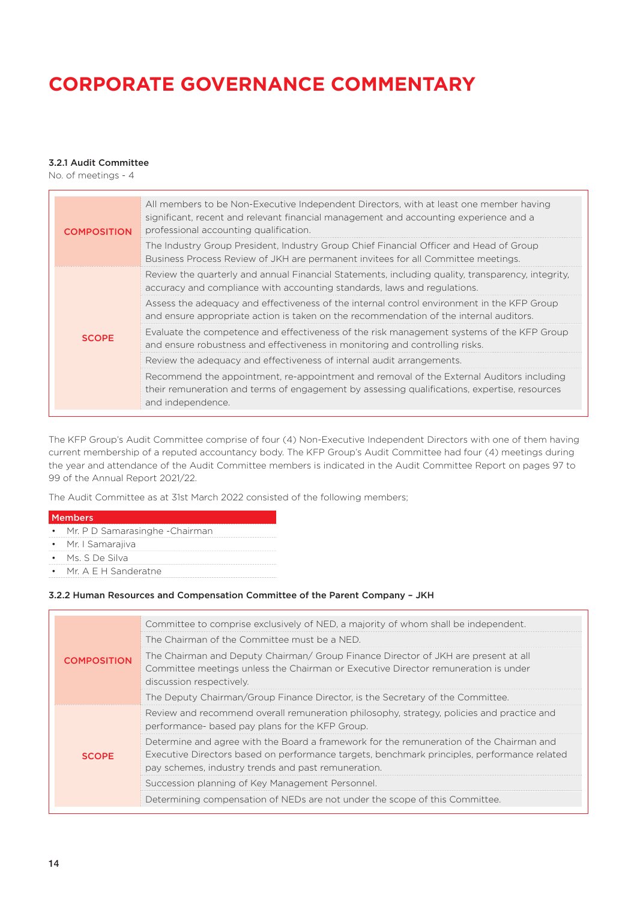# CORPORATE GOVERNANCE COMMENTARY

### 3.2.1 Audit Committee

No. of meetings - 4

| | |
|---|---|
| **COMPOSITION** | All members to be Non-Executive Independent Directors, with at least one member having significant, recent and relevant financial management and accounting experience and a professional accounting qualification. |
| | The Industry Group President, Industry Group Chief Financial Officer and Head of Group Business Process Review of JKH are permanent invitees for all Committee meetings. |
| **SCOPE** | Review the quarterly and annual Financial Statements, including quality, transparency, integrity, accuracy and compliance with accounting standards, laws and regulations. |
| | Assess the adequacy and effectiveness of the internal control environment in the KFP Group and ensure appropriate action is taken on the recommendation of the internal auditors. |
| | Evaluate the competence and effectiveness of the risk management systems of the KFP Group and ensure robustness and effectiveness in monitoring and controlling risks. |
| | Review the adequacy and effectiveness of internal audit arrangements. |
| | Recommend the appointment, re-appointment and removal of the External Auditors including their remuneration and terms of engagement by assessing qualifications, expertise, resources and independence. |

The KFP Group's Audit Committee comprise of four (4) Non-Executive Independent Directors with one of them having current membership of a reputed accountancy body. The KFP Group's Audit Committee had four (4) meetings during the year and attendance of the Audit Committee members is indicated in the Audit Committee Report on pages 97 to 99 of the Annual Report 2021/22.

The Audit Committee as at 31st March 2022 consisted of the following members;

| Members |
|---|
| • Mr. P D Samarasinghe -Chairman |
| • Mr. I Samarajiva |
| • Ms. S De Silva |
| • Mr. A E H Sanderatne |

### 3.2.2 Human Resources and Compensation Committee of the Parent Company – JKH

| | |
|---|---|
| **COMPOSITION** | Committee to comprise exclusively of NED, a majority of whom shall be independent. |
| | The Chairman of the Committee must be a NED. |
| | The Chairman and Deputy Chairman/ Group Finance Director of JKH are present at all Committee meetings unless the Chairman or Executive Director remuneration is under discussion respectively. |
| | The Deputy Chairman/Group Finance Director, is the Secretary of the Committee. |
| **SCOPE** | Review and recommend overall remuneration philosophy, strategy, policies and practice and performance- based pay plans for the KFP Group. |
| | Determine and agree with the Board a framework for the remuneration of the Chairman and Executive Directors based on performance targets, benchmark principles, performance related pay schemes, industry trends and past remuneration. |
| | Succession planning of Key Management Personnel. |
| | Determining compensation of NEDs are not under the scope of this Committee. |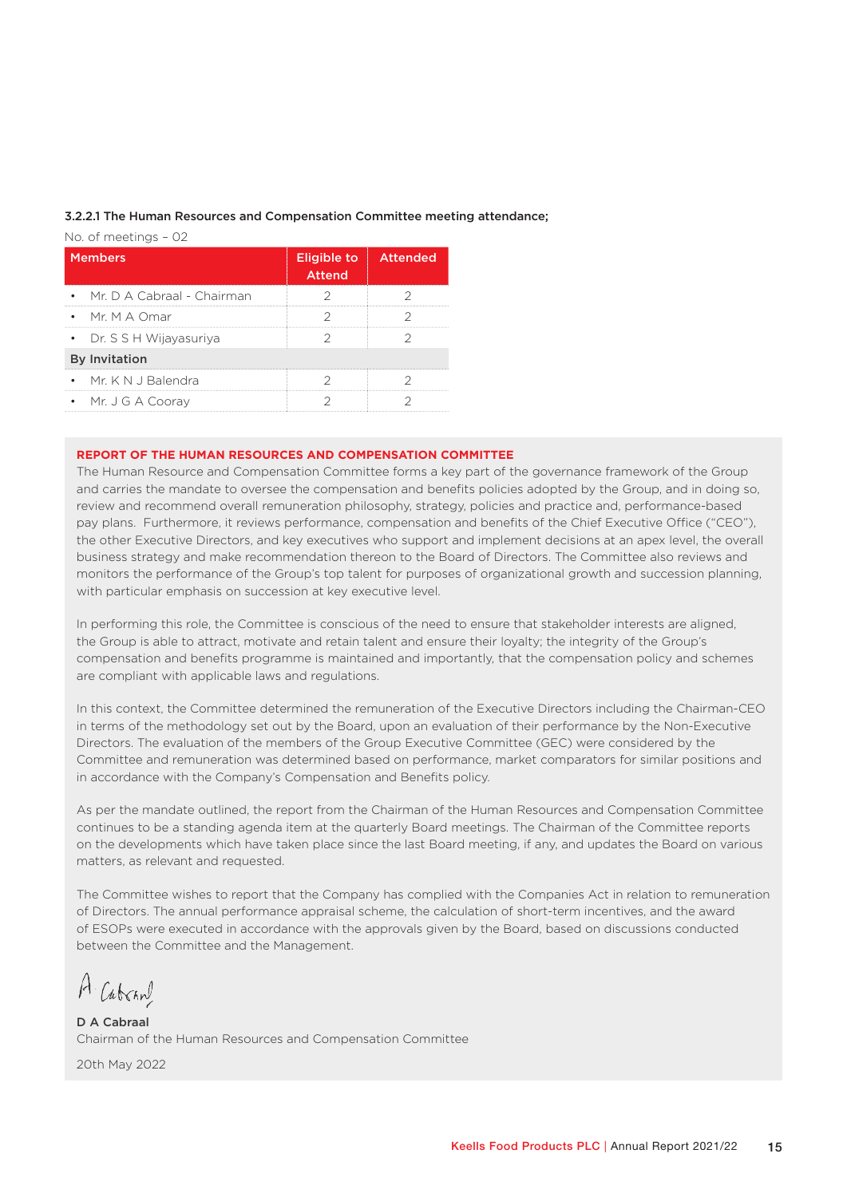#### 3.2.2.1 The Human Resources and Compensation Committee meeting attendance;

No. of meetings – 02

| Members | Eligible to Attend | Attended |
|---|---|---|
| • Mr. D A Cabraal - Chairman | 2 | 2 |
| • Mr. M A Omar | 2 | 2 |
| • Dr. S S H Wijayasuriya | 2 | 2 |
| **By Invitation** | | |
| • Mr. K N J Balendra | 2 | 2 |
| • Mr. J G A Cooray | 2 | 2 |

## REPORT OF THE HUMAN RESOURCES AND COMPENSATION COMMITTEE

The Human Resource and Compensation Committee forms a key part of the governance framework of the Group and carries the mandate to oversee the compensation and benefits policies adopted by the Group, and in doing so, review and recommend overall remuneration philosophy, strategy, policies and practice and, performance-based pay plans. Furthermore, it reviews performance, compensation and benefits of the Chief Executive Office ("CEO"), the other Executive Directors, and key executives who support and implement decisions at an apex level, the overall business strategy and make recommendation thereon to the Board of Directors. The Committee also reviews and monitors the performance of the Group's top talent for purposes of organizational growth and succession planning, with particular emphasis on succession at key executive level.

In performing this role, the Committee is conscious of the need to ensure that stakeholder interests are aligned, the Group is able to attract, motivate and retain talent and ensure their loyalty; the integrity of the Group's compensation and benefits programme is maintained and importantly, that the compensation policy and schemes are compliant with applicable laws and regulations.

In this context, the Committee determined the remuneration of the Executive Directors including the Chairman-CEO in terms of the methodology set out by the Board, upon an evaluation of their performance by the Non-Executive Directors. The evaluation of the members of the Group Executive Committee (GEC) were considered by the Committee and remuneration was determined based on performance, market comparators for similar positions and in accordance with the Company's Compensation and Benefits policy.

As per the mandate outlined, the report from the Chairman of the Human Resources and Compensation Committee continues to be a standing agenda item at the quarterly Board meetings. The Chairman of the Committee reports on the developments which have taken place since the last Board meeting, if any, and updates the Board on various matters, as relevant and requested.

The Committee wishes to report that the Company has complied with the Companies Act in relation to remuneration of Directors. The annual performance appraisal scheme, the calculation of short-term incentives, and the award of ESOPs were executed in accordance with the approvals given by the Board, based on discussions conducted between the Committee and the Management.

**D A Cabraal**
Chairman of the Human Resources and Compensation Committee

20th May 2022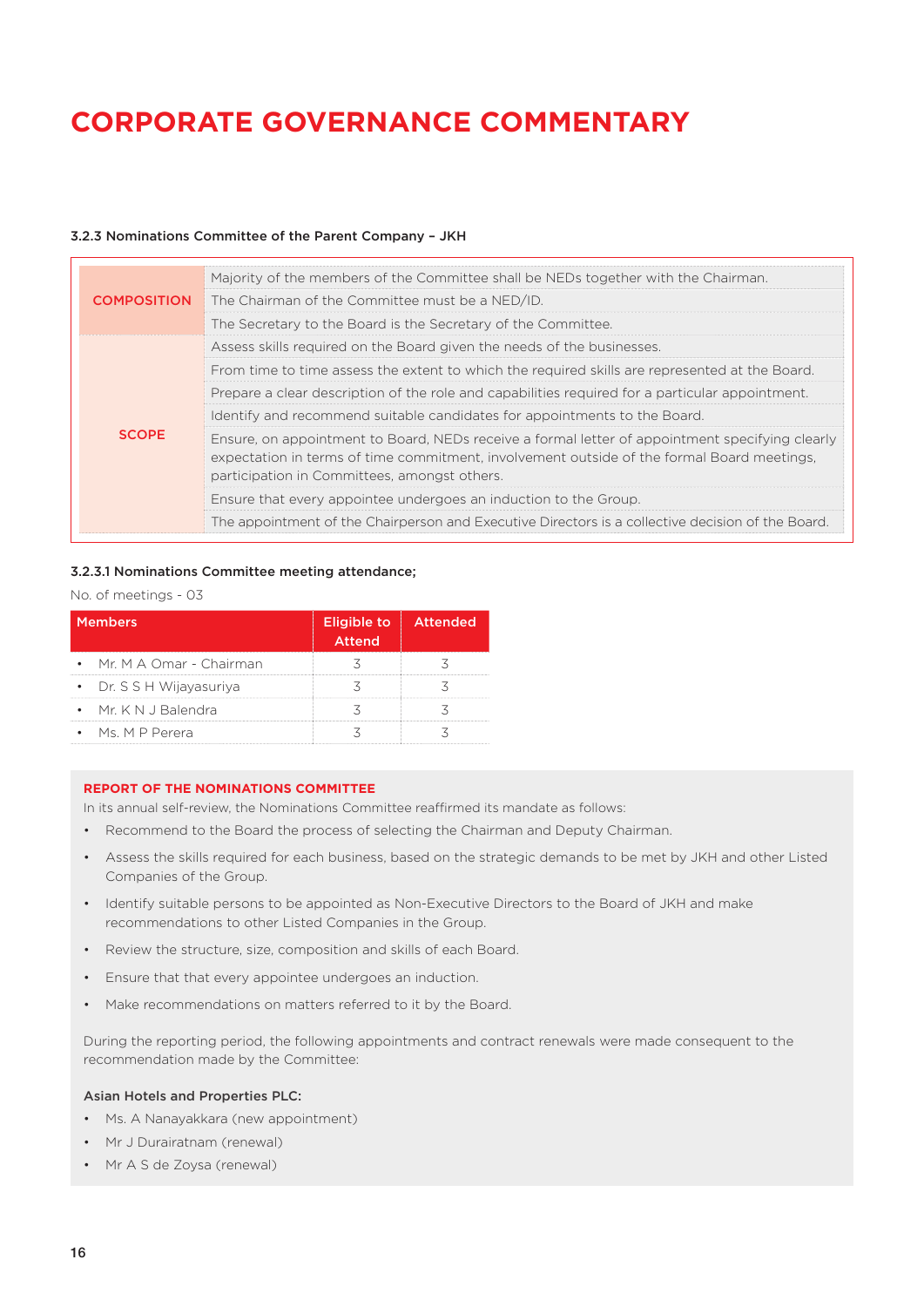# CORPORATE GOVERNANCE COMMENTARY

### 3.2.3 Nominations Committee of the Parent Company – JKH

| | |
|---|---|
| **COMPOSITION** | Majority of the members of the Committee shall be NEDs together with the Chairman. |
| | The Chairman of the Committee must be a NED/ID. |
| | The Secretary to the Board is the Secretary of the Committee. |
| **SCOPE** | Assess skills required on the Board given the needs of the businesses. |
| | From time to time assess the extent to which the required skills are represented at the Board. |
| | Prepare a clear description of the role and capabilities required for a particular appointment. |
| | Identify and recommend suitable candidates for appointments to the Board. |
| | Ensure, on appointment to Board, NEDs receive a formal letter of appointment specifying clearly expectation in terms of time commitment, involvement outside of the formal Board meetings, participation in Committees, amongst others. |
| | Ensure that every appointee undergoes an induction to the Group. |
| | The appointment of the Chairperson and Executive Directors is a collective decision of the Board. |

### 3.2.3.1 Nominations Committee meeting attendance;

No. of meetings - 03

| Members | Eligible to Attend | Attended |
|---|---|---|
| • Mr. M A Omar - Chairman | 3 | 3 |
| • Dr. S S H Wijayasuriya | 3 | 3 |
| • Mr. K N J Balendra | 3 | 3 |
| • Ms. M P Perera | 3 | 3 |

**REPORT OF THE NOMINATIONS COMMITTEE**

In its annual self-review, the Nominations Committee reaffirmed its mandate as follows:

- Recommend to the Board the process of selecting the Chairman and Deputy Chairman.
- Assess the skills required for each business, based on the strategic demands to be met by JKH and other Listed Companies of the Group.
- Identify suitable persons to be appointed as Non-Executive Directors to the Board of JKH and make recommendations to other Listed Companies in the Group.
- Review the structure, size, composition and skills of each Board.
- Ensure that that every appointee undergoes an induction.
- Make recommendations on matters referred to it by the Board.

During the reporting period, the following appointments and contract renewals were made consequent to the recommendation made by the Committee:

**Asian Hotels and Properties PLC:**

- Ms. A Nanayakkara (new appointment)
- Mr J Durairatnam (renewal)
- Mr A S de Zoysa (renewal)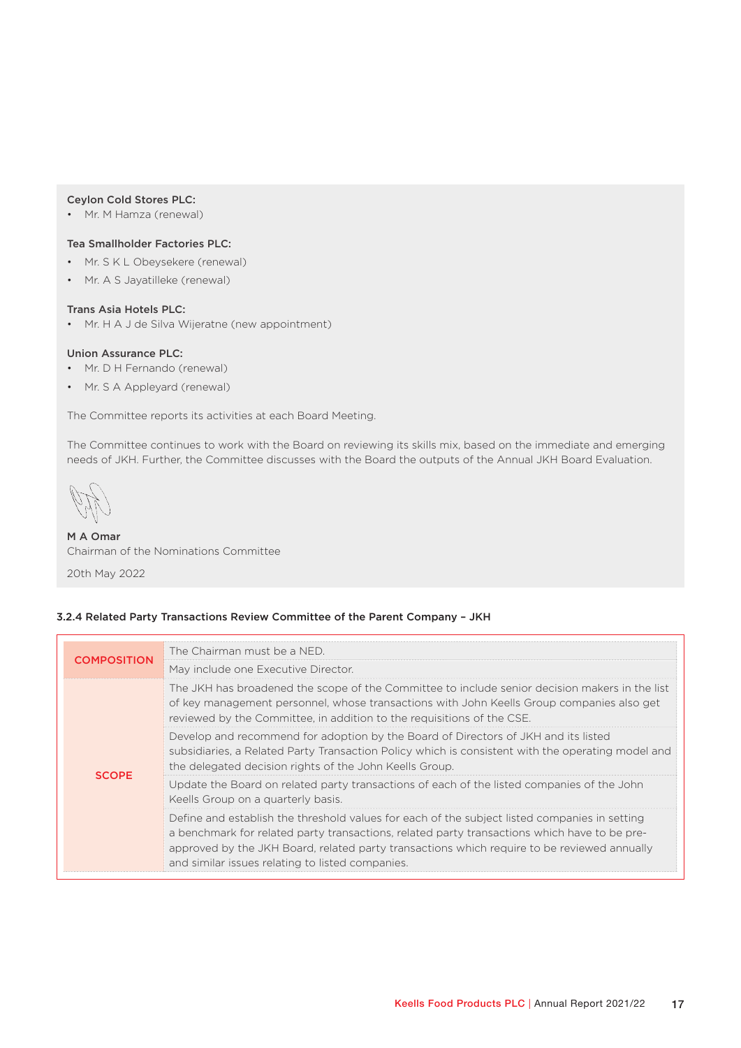**Ceylon Cold Stores PLC:**

- Mr. M Hamza (renewal)

**Tea Smallholder Factories PLC:**

- Mr. S K L Obeysekere (renewal)
- Mr. A S Jayatilleke (renewal)

**Trans Asia Hotels PLC:**

- Mr. H A J de Silva Wijeratne (new appointment)

**Union Assurance PLC:**

- Mr. D H Fernando (renewal)
- Mr. S A Appleyard (renewal)

The Committee reports its activities at each Board Meeting.

The Committee continues to work with the Board on reviewing its skills mix, based on the immediate and emerging needs of JKH. Further, the Committee discusses with the Board the outputs of the Annual JKH Board Evaluation.

**M A Omar**
Chairman of the Nominations Committee

20th May 2022

### 3.2.4 Related Party Transactions Review Committee of the Parent Company – JKH

| | |
|---|---|
| **COMPOSITION** | The Chairman must be a NED. |
| | May include one Executive Director. |
| **SCOPE** | The JKH has broadened the scope of the Committee to include senior decision makers in the list of key management personnel, whose transactions with John Keells Group companies also get reviewed by the Committee, in addition to the requisitions of the CSE. |
| | Develop and recommend for adoption by the Board of Directors of JKH and its listed subsidiaries, a Related Party Transaction Policy which is consistent with the operating model and the delegated decision rights of the John Keells Group. |
| | Update the Board on related party transactions of each of the listed companies of the John Keells Group on a quarterly basis. |
| | Define and establish the threshold values for each of the subject listed companies in setting a benchmark for related party transactions, related party transactions which have to be pre-approved by the JKH Board, related party transactions which require to be reviewed annually and similar issues relating to listed companies. |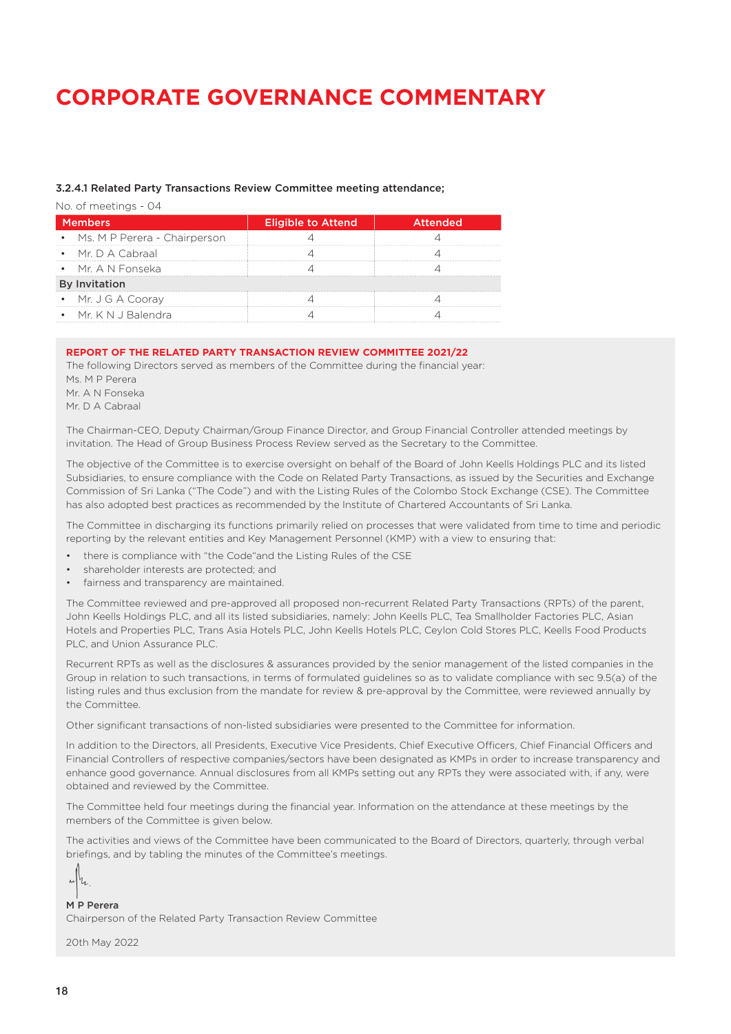# CORPORATE GOVERNANCE COMMENTARY

### 3.2.4.1 Related Party Transactions Review Committee meeting attendance;

No. of meetings - 04

| Members | Eligible to Attend | Attended |
|---|---|---|
| • Ms. M P Perera - Chairperson | 4 | 4 |
| • Mr. D A Cabraal | 4 | 4 |
| • Mr. A N Fonseka | 4 | 4 |
| **By Invitation** | | |
| • Mr. J G A Cooray | 4 | 4 |
| • Mr. K N J Balendra | 4 | 4 |

### REPORT OF THE RELATED PARTY TRANSACTION REVIEW COMMITTEE 2021/22

The following Directors served as members of the Committee during the financial year:

Ms. M P Perera
Mr. A N Fonseka
Mr. D A Cabraal

The Chairman-CEO, Deputy Chairman/Group Finance Director, and Group Financial Controller attended meetings by invitation. The Head of Group Business Process Review served as the Secretary to the Committee.

The objective of the Committee is to exercise oversight on behalf of the Board of John Keells Holdings PLC and its listed Subsidiaries, to ensure compliance with the Code on Related Party Transactions, as issued by the Securities and Exchange Commission of Sri Lanka ("The Code") and with the Listing Rules of the Colombo Stock Exchange (CSE). The Committee has also adopted best practices as recommended by the Institute of Chartered Accountants of Sri Lanka.

The Committee in discharging its functions primarily relied on processes that were validated from time to time and periodic reporting by the relevant entities and Key Management Personnel (KMP) with a view to ensuring that:

- there is compliance with "the Code"and the Listing Rules of the CSE
- shareholder interests are protected; and
- fairness and transparency are maintained.

The Committee reviewed and pre-approved all proposed non-recurrent Related Party Transactions (RPTs) of the parent, John Keells Holdings PLC, and all its listed subsidiaries, namely: John Keells PLC, Tea Smallholder Factories PLC, Asian Hotels and Properties PLC, Trans Asia Hotels PLC, John Keells Hotels PLC, Ceylon Cold Stores PLC, Keells Food Products PLC, and Union Assurance PLC.

Recurrent RPTs as well as the disclosures & assurances provided by the senior management of the listed companies in the Group in relation to such transactions, in terms of formulated guidelines so as to validate compliance with sec 9.5(a) of the listing rules and thus exclusion from the mandate for review & pre-approval by the Committee, were reviewed annually by the Committee.

Other significant transactions of non-listed subsidiaries were presented to the Committee for information.

In addition to the Directors, all Presidents, Executive Vice Presidents, Chief Executive Officers, Chief Financial Officers and Financial Controllers of respective companies/sectors have been designated as KMPs in order to increase transparency and enhance good governance. Annual disclosures from all KMPs setting out any RPTs they were associated with, if any, were obtained and reviewed by the Committee.

The Committee held four meetings during the financial year. Information on the attendance at these meetings by the members of the Committee is given below.

The activities and views of the Committee have been communicated to the Board of Directors, quarterly, through verbal briefings, and by tabling the minutes of the Committee's meetings.

**M P Perera**
Chairperson of the Related Party Transaction Review Committee

20th May 2022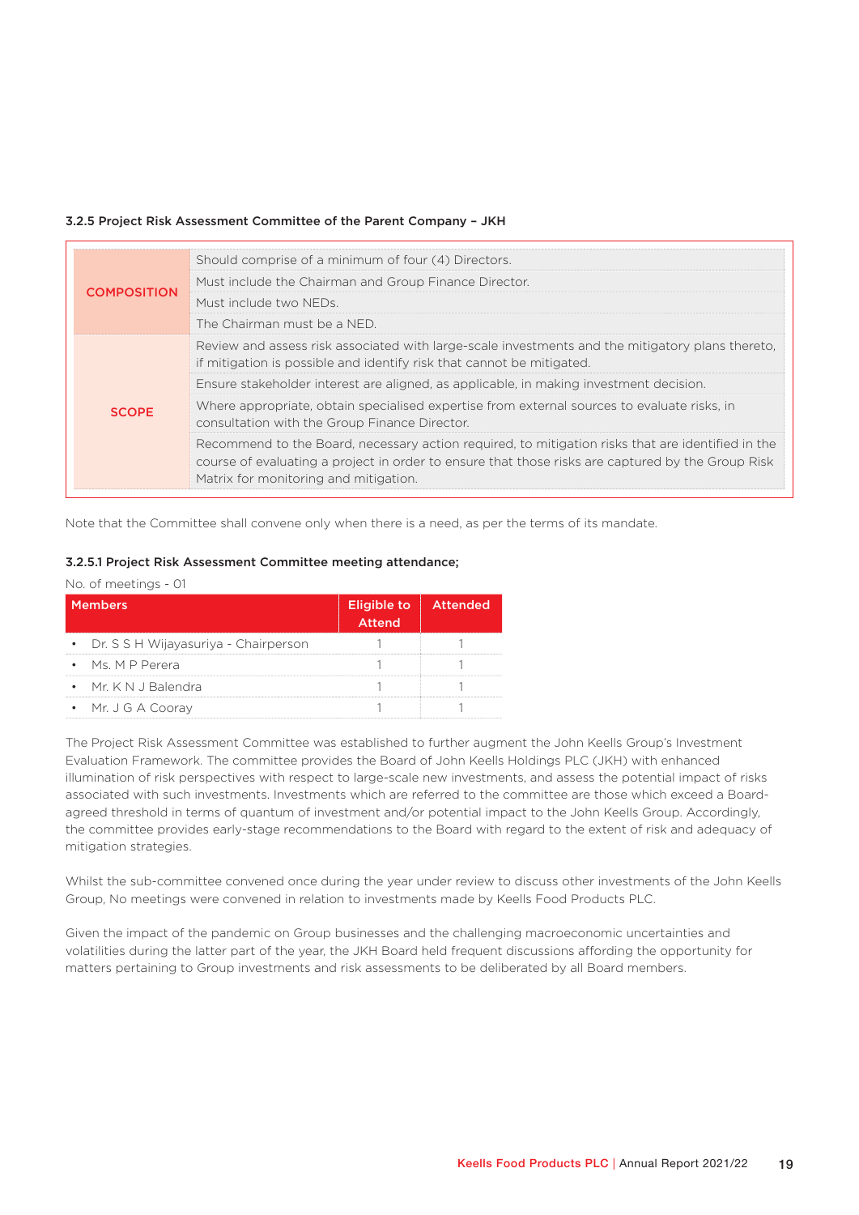### 3.2.5 Project Risk Assessment Committee of the Parent Company – JKH

| | |
|---|---|
| COMPOSITION | Should comprise of a minimum of four (4) Directors. |
| | Must include the Chairman and Group Finance Director. |
| | Must include two NEDs. |
| | The Chairman must be a NED. |
| SCOPE | Review and assess risk associated with large-scale investments and the mitigatory plans thereto, if mitigation is possible and identify risk that cannot be mitigated. |
| | Ensure stakeholder interest are aligned, as applicable, in making investment decision. |
| | Where appropriate, obtain specialised expertise from external sources to evaluate risks, in consultation with the Group Finance Director. |
| | Recommend to the Board, necessary action required, to mitigation risks that are identified in the course of evaluating a project in order to ensure that those risks are captured by the Group Risk Matrix for monitoring and mitigation. |

Note that the Committee shall convene only when there is a need, as per the terms of its mandate.

#### 3.2.5.1 Project Risk Assessment Committee meeting attendance;

No. of meetings - 01

| Members | Eligible to Attend | Attended |
|---|---|---|
| • Dr. S S H Wijayasuriya - Chairperson | 1 | 1 |
| • Ms. M P Perera | 1 | 1 |
| • Mr. K N J Balendra | 1 | 1 |
| • Mr. J G A Cooray | 1 | 1 |

The Project Risk Assessment Committee was established to further augment the John Keells Group's Investment Evaluation Framework. The committee provides the Board of John Keells Holdings PLC (JKH) with enhanced illumination of risk perspectives with respect to large-scale new investments, and assess the potential impact of risks associated with such investments. Investments which are referred to the committee are those which exceed a Board-agreed threshold in terms of quantum of investment and/or potential impact to the John Keells Group. Accordingly, the committee provides early-stage recommendations to the Board with regard to the extent of risk and adequacy of mitigation strategies.

Whilst the sub-committee convened once during the year under review to discuss other investments of the John Keells Group, No meetings were convened in relation to investments made by Keells Food Products PLC.

Given the impact of the pandemic on Group businesses and the challenging macroeconomic uncertainties and volatilities during the latter part of the year, the JKH Board held frequent discussions affording the opportunity for matters pertaining to Group investments and risk assessments to be deliberated by all Board members.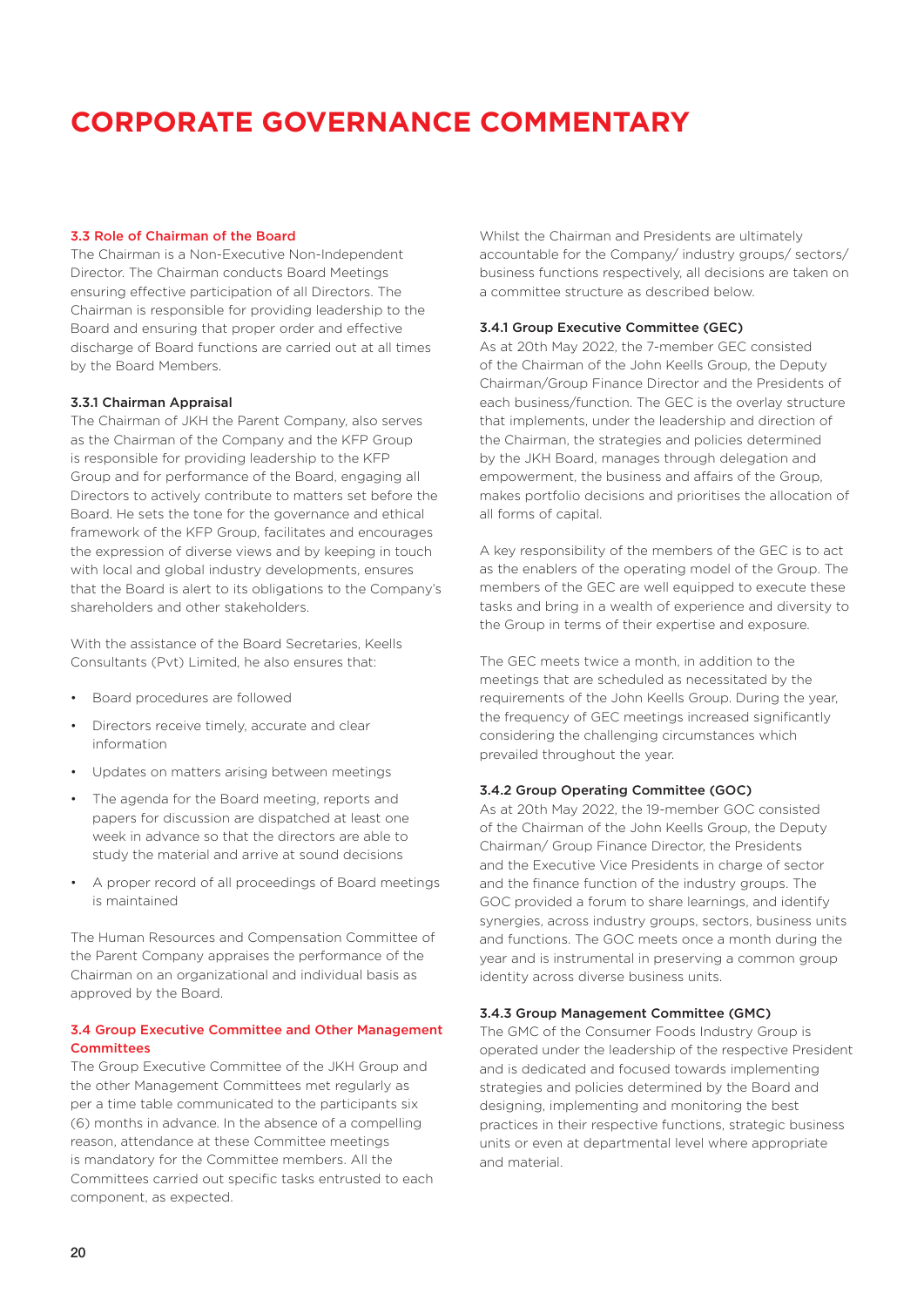# CORPORATE GOVERNANCE COMMENTARY

### 3.3 Role of Chairman of the Board

The Chairman is a Non-Executive Non-Independent Director. The Chairman conducts Board Meetings ensuring effective participation of all Directors. The Chairman is responsible for providing leadership to the Board and ensuring that proper order and effective discharge of Board functions are carried out at all times by the Board Members.

#### 3.3.1 Chairman Appraisal

The Chairman of JKH the Parent Company, also serves as the Chairman of the Company and the KFP Group is responsible for providing leadership to the KFP Group and for performance of the Board, engaging all Directors to actively contribute to matters set before the Board. He sets the tone for the governance and ethical framework of the KFP Group, facilitates and encourages the expression of diverse views and by keeping in touch with local and global industry developments, ensures that the Board is alert to its obligations to the Company's shareholders and other stakeholders.

With the assistance of the Board Secretaries, Keells Consultants (Pvt) Limited, he also ensures that:

- Board procedures are followed
- Directors receive timely, accurate and clear information
- Updates on matters arising between meetings
- The agenda for the Board meeting, reports and papers for discussion are dispatched at least one week in advance so that the directors are able to study the material and arrive at sound decisions
- A proper record of all proceedings of Board meetings is maintained

The Human Resources and Compensation Committee of the Parent Company appraises the performance of the Chairman on an organizational and individual basis as approved by the Board.

### 3.4 Group Executive Committee and Other Management Committees

The Group Executive Committee of the JKH Group and the other Management Committees met regularly as per a time table communicated to the participants six (6) months in advance. In the absence of a compelling reason, attendance at these Committee meetings is mandatory for the Committee members. All the Committees carried out specific tasks entrusted to each component, as expected.

Whilst the Chairman and Presidents are ultimately accountable for the Company/ industry groups/ sectors/ business functions respectively, all decisions are taken on a committee structure as described below.

#### 3.4.1 Group Executive Committee (GEC)

As at 20th May 2022, the 7-member GEC consisted of the Chairman of the John Keells Group, the Deputy Chairman/Group Finance Director and the Presidents of each business/function. The GEC is the overlay structure that implements, under the leadership and direction of the Chairman, the strategies and policies determined by the JKH Board, manages through delegation and empowerment, the business and affairs of the Group, makes portfolio decisions and prioritises the allocation of all forms of capital.

A key responsibility of the members of the GEC is to act as the enablers of the operating model of the Group. The members of the GEC are well equipped to execute these tasks and bring in a wealth of experience and diversity to the Group in terms of their expertise and exposure.

The GEC meets twice a month, in addition to the meetings that are scheduled as necessitated by the requirements of the John Keells Group. During the year, the frequency of GEC meetings increased significantly considering the challenging circumstances which prevailed throughout the year.

#### 3.4.2 Group Operating Committee (GOC)

As at 20th May 2022, the 19-member GOC consisted of the Chairman of the John Keells Group, the Deputy Chairman/ Group Finance Director, the Presidents and the Executive Vice Presidents in charge of sector and the finance function of the industry groups. The GOC provided a forum to share learnings, and identify synergies, across industry groups, sectors, business units and functions. The GOC meets once a month during the year and is instrumental in preserving a common group identity across diverse business units.

#### 3.4.3 Group Management Committee (GMC)

The GMC of the Consumer Foods Industry Group is operated under the leadership of the respective President and is dedicated and focused towards implementing strategies and policies determined by the Board and designing, implementing and monitoring the best practices in their respective functions, strategic business units or even at departmental level where appropriate and material.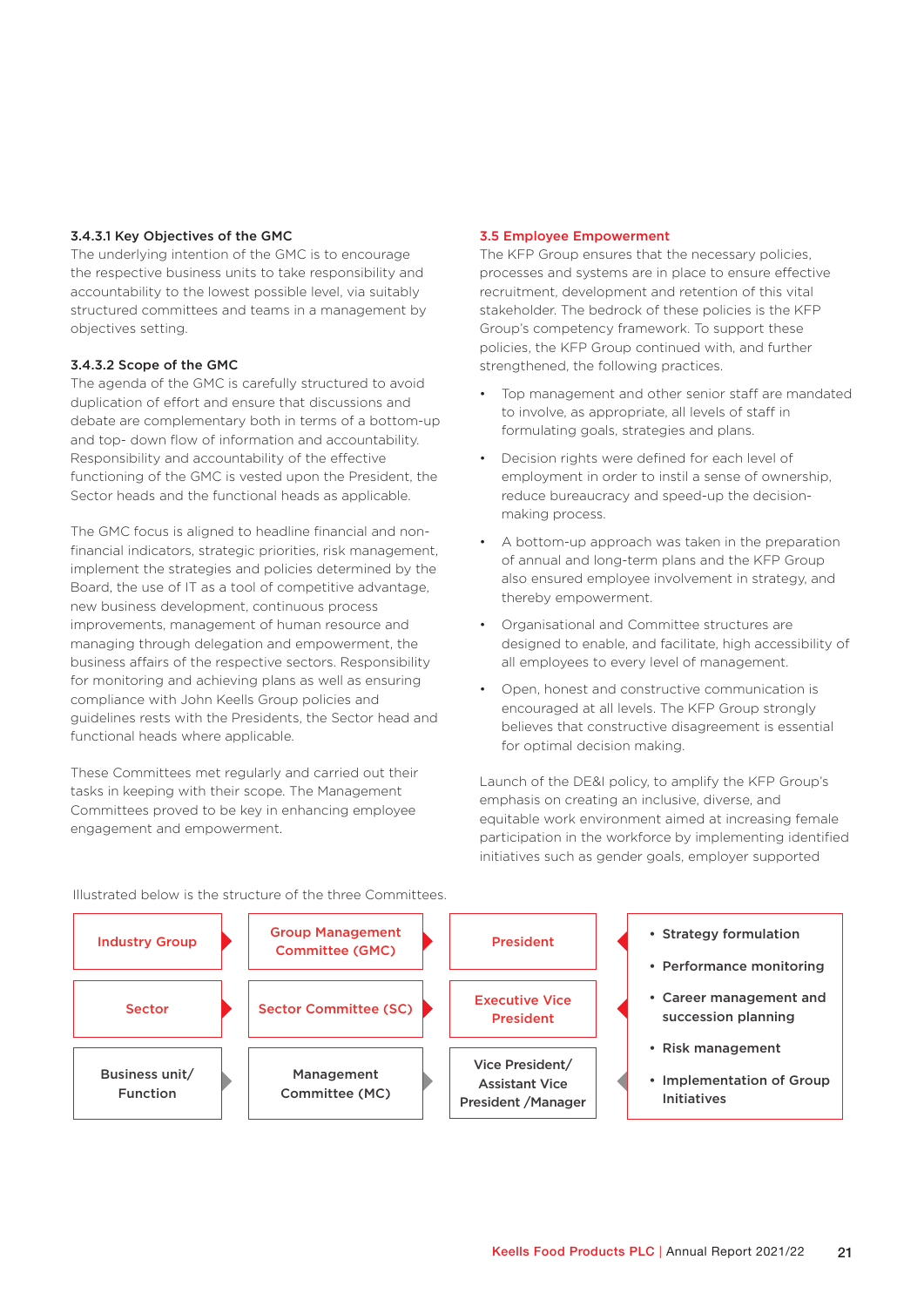#### 3.4.3.1 Key Objectives of the GMC

The underlying intention of the GMC is to encourage the respective business units to take responsibility and accountability to the lowest possible level, via suitably structured committees and teams in a management by objectives setting.

#### 3.4.3.2 Scope of the GMC

The agenda of the GMC is carefully structured to avoid duplication of effort and ensure that discussions and debate are complementary both in terms of a bottom-up and top- down flow of information and accountability. Responsibility and accountability of the effective functioning of the GMC is vested upon the President, the Sector heads and the functional heads as applicable.

The GMC focus is aligned to headline financial and non-financial indicators, strategic priorities, risk management, implement the strategies and policies determined by the Board, the use of IT as a tool of competitive advantage, new business development, continuous process improvements, management of human resource and managing through delegation and empowerment, the business affairs of the respective sectors. Responsibility for monitoring and achieving plans as well as ensuring compliance with John Keells Group policies and guidelines rests with the Presidents, the Sector head and functional heads where applicable.

These Committees met regularly and carried out their tasks in keeping with their scope. The Management Committees proved to be key in enhancing employee engagement and empowerment.

### 3.5 Employee Empowerment

The KFP Group ensures that the necessary policies, processes and systems are in place to ensure effective recruitment, development and retention of this vital stakeholder. The bedrock of these policies is the KFP Group's competency framework. To support these policies, the KFP Group continued with, and further strengthened, the following practices.

- Top management and other senior staff are mandated to involve, as appropriate, all levels of staff in formulating goals, strategies and plans.
- Decision rights were defined for each level of employment in order to instil a sense of ownership, reduce bureaucracy and speed-up the decision-making process.
- A bottom-up approach was taken in the preparation of annual and long-term plans and the KFP Group also ensured employee involvement in strategy, and thereby empowerment.
- Organisational and Committee structures are designed to enable, and facilitate, high accessibility of all employees to every level of management.
- Open, honest and constructive communication is encouraged at all levels. The KFP Group strongly believes that constructive disagreement is essential for optimal decision making.

Launch of the DE&I policy, to amplify the KFP Group's emphasis on creating an inclusive, diverse, and equitable work environment aimed at increasing female participation in the workforce by implementing identified initiatives such as gender goals, employer supported

Illustrated below is the structure of the three Committees.

| Level | Committee | Head |
|---|---|---|
| Industry Group | Group Management Committee (GMC) | President |
| Sector | Sector Committee (SC) | Executive Vice President |
| Business unit/ Function | Management Committee (MC) | Vice President/ Assistant Vice President /Manager |

Responsibilities:

- Strategy formulation
- Performance monitoring
- Career management and succession planning
- Risk management
- Implementation of Group Initiatives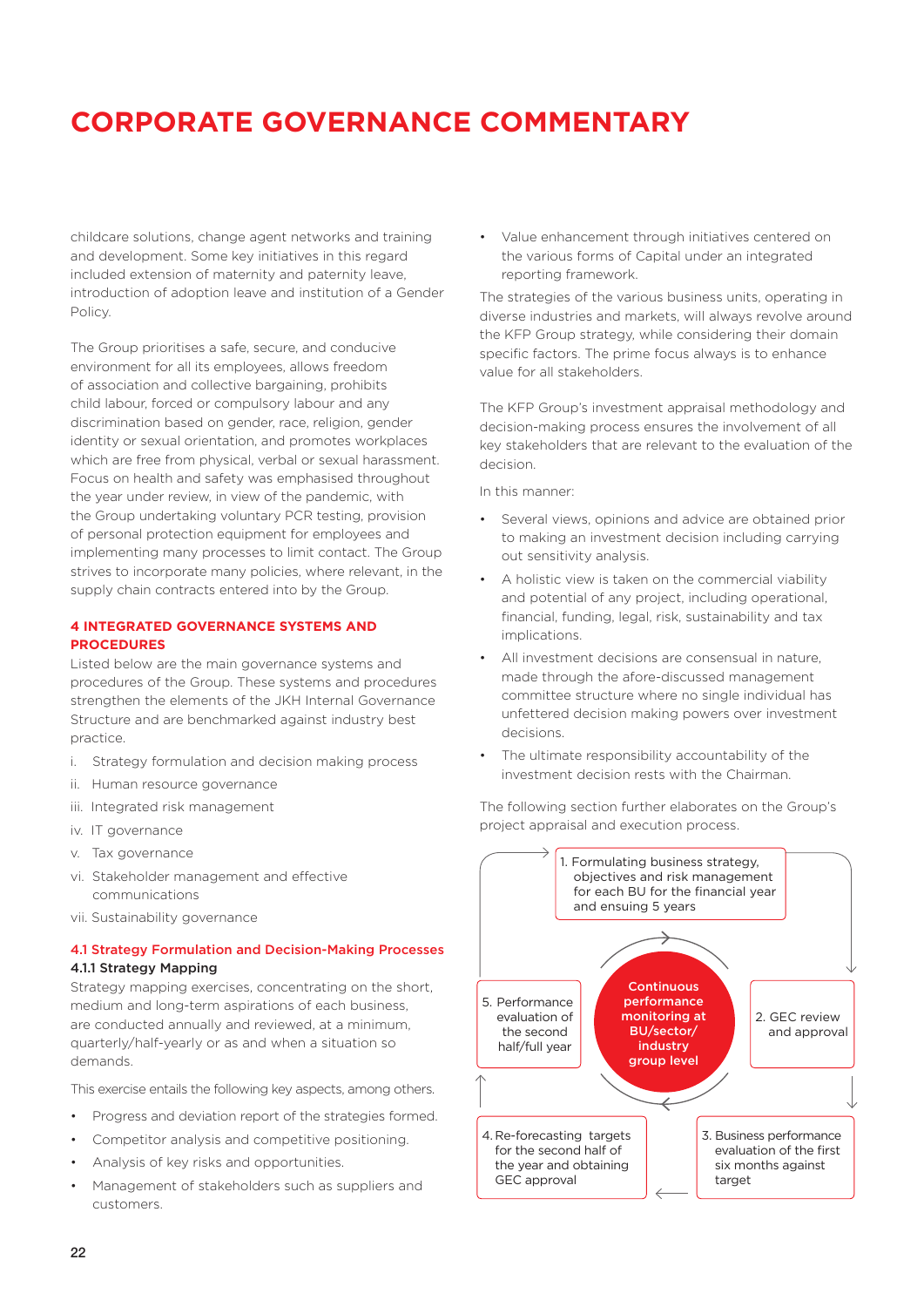# CORPORATE GOVERNANCE COMMENTARY

childcare solutions, change agent networks and training and development. Some key initiatives in this regard included extension of maternity and paternity leave, introduction of adoption leave and institution of a Gender Policy.

The Group prioritises a safe, secure, and conducive environment for all its employees, allows freedom of association and collective bargaining, prohibits child labour, forced or compulsory labour and any discrimination based on gender, race, religion, gender identity or sexual orientation, and promotes workplaces which are free from physical, verbal or sexual harassment. Focus on health and safety was emphasised throughout the year under review, in view of the pandemic, with the Group undertaking voluntary PCR testing, provision of personal protection equipment for employees and implementing many processes to limit contact. The Group strives to incorporate many policies, where relevant, in the supply chain contracts entered into by the Group.

## 4 INTEGRATED GOVERNANCE SYSTEMS AND PROCEDURES

Listed below are the main governance systems and procedures of the Group. These systems and procedures strengthen the elements of the JKH Internal Governance Structure and are benchmarked against industry best practice.

i. Strategy formulation and decision making process
ii. Human resource governance
iii. Integrated risk management
iv. IT governance
v. Tax governance
vi. Stakeholder management and effective communications
vii. Sustainability governance

### 4.1 Strategy Formulation and Decision-Making Processes

#### 4.1.1 Strategy Mapping

Strategy mapping exercises, concentrating on the short, medium and long-term aspirations of each business, are conducted annually and reviewed, at a minimum, quarterly/half-yearly or as and when a situation so demands.

This exercise entails the following key aspects, among others.

- Progress and deviation report of the strategies formed.
- Competitor analysis and competitive positioning.
- Analysis of key risks and opportunities.
- Management of stakeholders such as suppliers and customers.
- Value enhancement through initiatives centered on the various forms of Capital under an integrated reporting framework.

The strategies of the various business units, operating in diverse industries and markets, will always revolve around the KFP Group strategy, while considering their domain specific factors. The prime focus always is to enhance value for all stakeholders.

The KFP Group's investment appraisal methodology and decision-making process ensures the involvement of all key stakeholders that are relevant to the evaluation of the decision.

In this manner:

- Several views, opinions and advice are obtained prior to making an investment decision including carrying out sensitivity analysis.
- A holistic view is taken on the commercial viability and potential of any project, including operational, financial, funding, legal, risk, sustainability and tax implications.
- All investment decisions are consensual in nature, made through the afore-discussed management committee structure where no single individual has unfettered decision making powers over investment decisions.
- The ultimate responsibility accountability of the investment decision rests with the Chairman.

The following section further elaborates on the Group's project appraisal and execution process.

1. Formulating business strategy, objectives and risk management for each BU for the financial year and ensuing 5 years
2. GEC review and approval
3. Business performance evaluation of the first six months against target
4. Re-forecasting targets for the second half of the year and obtaining GEC approval
5. Performance evaluation of the second half/full year

Continuous performance monitoring at BU/sector/industry group level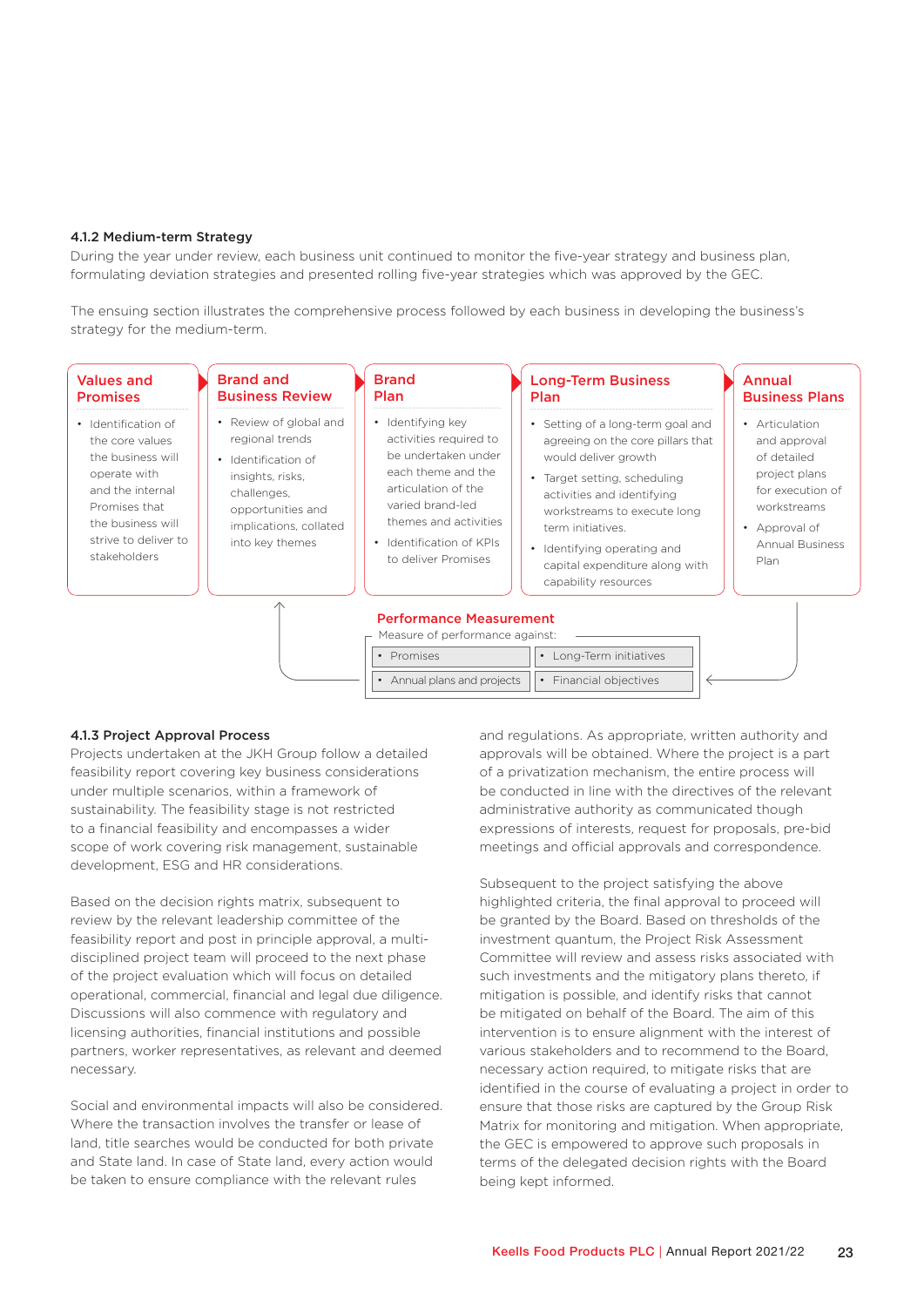### 4.1.2 Medium-term Strategy

During the year under review, each business unit continued to monitor the five-year strategy and business plan, formulating deviation strategies and presented rolling five-year strategies which was approved by the GEC.

The ensuing section illustrates the comprehensive process followed by each business in developing the business's strategy for the medium-term.

**Values and Promises**

- Identification of the core values the business will operate with and the internal Promises that the business will strive to deliver to stakeholders

**Brand and Business Review**

- Review of global and regional trends
- Identification of insights, risks, challenges, opportunities and implications, collated into key themes

**Brand Plan**

- Identifying key activities required to be undertaken under each theme and the articulation of the varied brand-led themes and activities
- Identification of KPIs to deliver Promises

**Long-Term Business Plan**

- Setting of a long-term goal and agreeing on the core pillars that would deliver growth
- Target setting, scheduling activities and identifying workstreams to execute long term initiatives.
- Identifying operating and capital expenditure along with capability resources

**Annual Business Plans**

- Articulation and approval of detailed project plans for execution of workstreams
- Approval of Annual Business Plan

**Performance Measurement**

Measure of performance against:

- Promises
- Long-Term initiatives
- Annual plans and projects
- Financial objectives

### 4.1.3 Project Approval Process

Projects undertaken at the JKH Group follow a detailed feasibility report covering key business considerations under multiple scenarios, within a framework of sustainability. The feasibility stage is not restricted to a financial feasibility and encompasses a wider scope of work covering risk management, sustainable development, ESG and HR considerations.

Based on the decision rights matrix, subsequent to review by the relevant leadership committee of the feasibility report and post in principle approval, a multi-disciplined project team will proceed to the next phase of the project evaluation which will focus on detailed operational, commercial, financial and legal due diligence. Discussions will also commence with regulatory and licensing authorities, financial institutions and possible partners, worker representatives, as relevant and deemed necessary.

Social and environmental impacts will also be considered. Where the transaction involves the transfer or lease of land, title searches would be conducted for both private and State land. In case of State land, every action would be taken to ensure compliance with the relevant rules and regulations. As appropriate, written authority and approvals will be obtained. Where the project is a part of a privatization mechanism, the entire process will be conducted in line with the directives of the relevant administrative authority as communicated though expressions of interests, request for proposals, pre-bid meetings and official approvals and correspondence.

Subsequent to the project satisfying the above highlighted criteria, the final approval to proceed will be granted by the Board. Based on thresholds of the investment quantum, the Project Risk Assessment Committee will review and assess risks associated with such investments and the mitigatory plans thereto, if mitigation is possible, and identify risks that cannot be mitigated on behalf of the Board. The aim of this intervention is to ensure alignment with the interest of various stakeholders and to recommend to the Board, necessary action required, to mitigate risks that are identified in the course of evaluating a project in order to ensure that those risks are captured by the Group Risk Matrix for monitoring and mitigation. When appropriate, the GEC is empowered to approve such proposals in terms of the delegated decision rights with the Board being kept informed.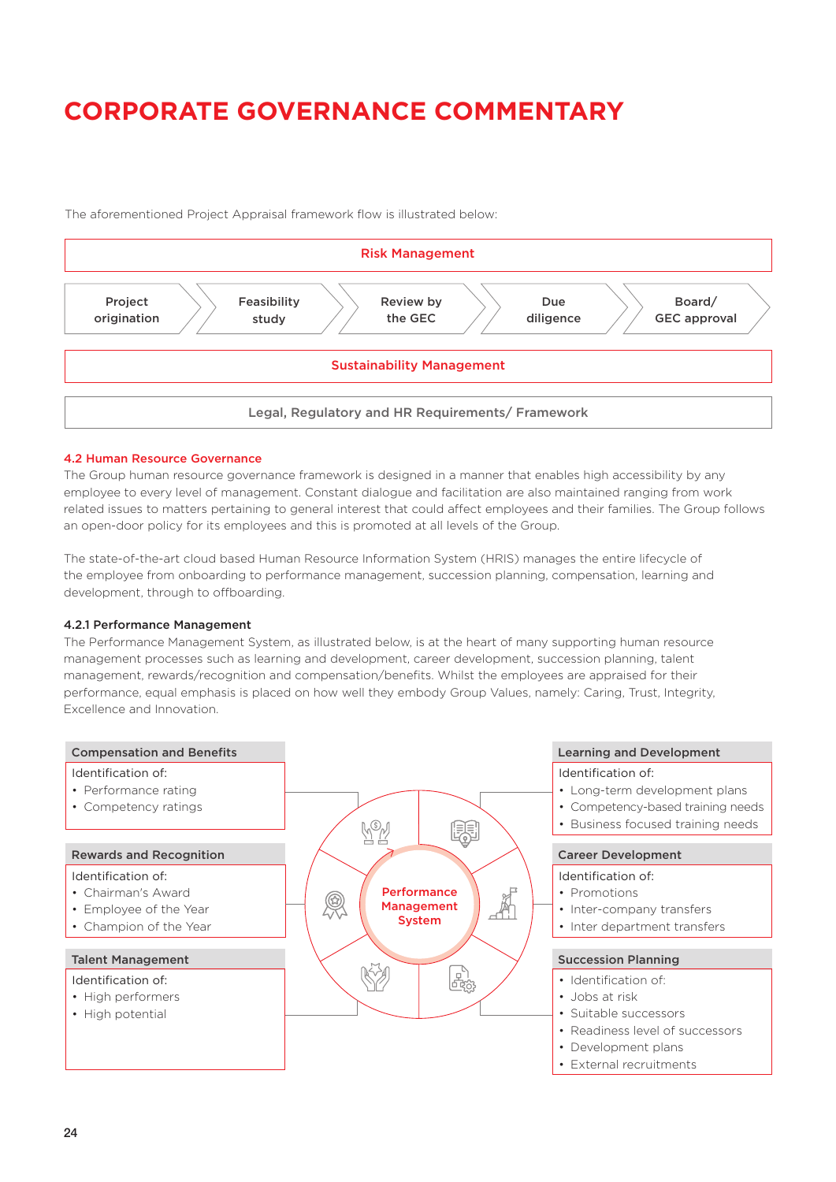# CORPORATE GOVERNANCE COMMENTARY

The aforementioned Project Appraisal framework flow is illustrated below:

**Risk Management**

Project origination → Feasibility study → Review by the GEC → Due diligence → Board/ GEC approval

**Sustainability Management**

**Legal, Regulatory and HR Requirements/ Framework**

### 4.2 Human Resource Governance

The Group human resource governance framework is designed in a manner that enables high accessibility by any employee to every level of management. Constant dialogue and facilitation are also maintained ranging from work related issues to matters pertaining to general interest that could affect employees and their families. The Group follows an open-door policy for its employees and this is promoted at all levels of the Group.

The state-of-the-art cloud based Human Resource Information System (HRIS) manages the entire lifecycle of the employee from onboarding to performance management, succession planning, compensation, learning and development, through to offboarding.

#### 4.2.1 Performance Management

The Performance Management System, as illustrated below, is at the heart of many supporting human resource management processes such as learning and development, career development, succession planning, talent management, rewards/recognition and compensation/benefits. Whilst the employees are appraised for their performance, equal emphasis is placed on how well they embody Group Values, namely: Caring, Trust, Integrity, Excellence and Innovation.

**Performance Management System**

**Compensation and Benefits**

Identification of:
- Performance rating
- Competency ratings

**Rewards and Recognition**

Identification of:
- Chairman's Award
- Employee of the Year
- Champion of the Year

**Talent Management**

Identification of:
- High performers
- High potential

**Learning and Development**

Identification of:
- Long-term development plans
- Competency-based training needs
- Business focused training needs

**Career Development**

Identification of:
- Promotions
- Inter-company transfers
- Inter department transfers

**Succession Planning**

- Identification of:
- Jobs at risk
- Suitable successors
- Readiness level of successors
- Development plans
- External recruitments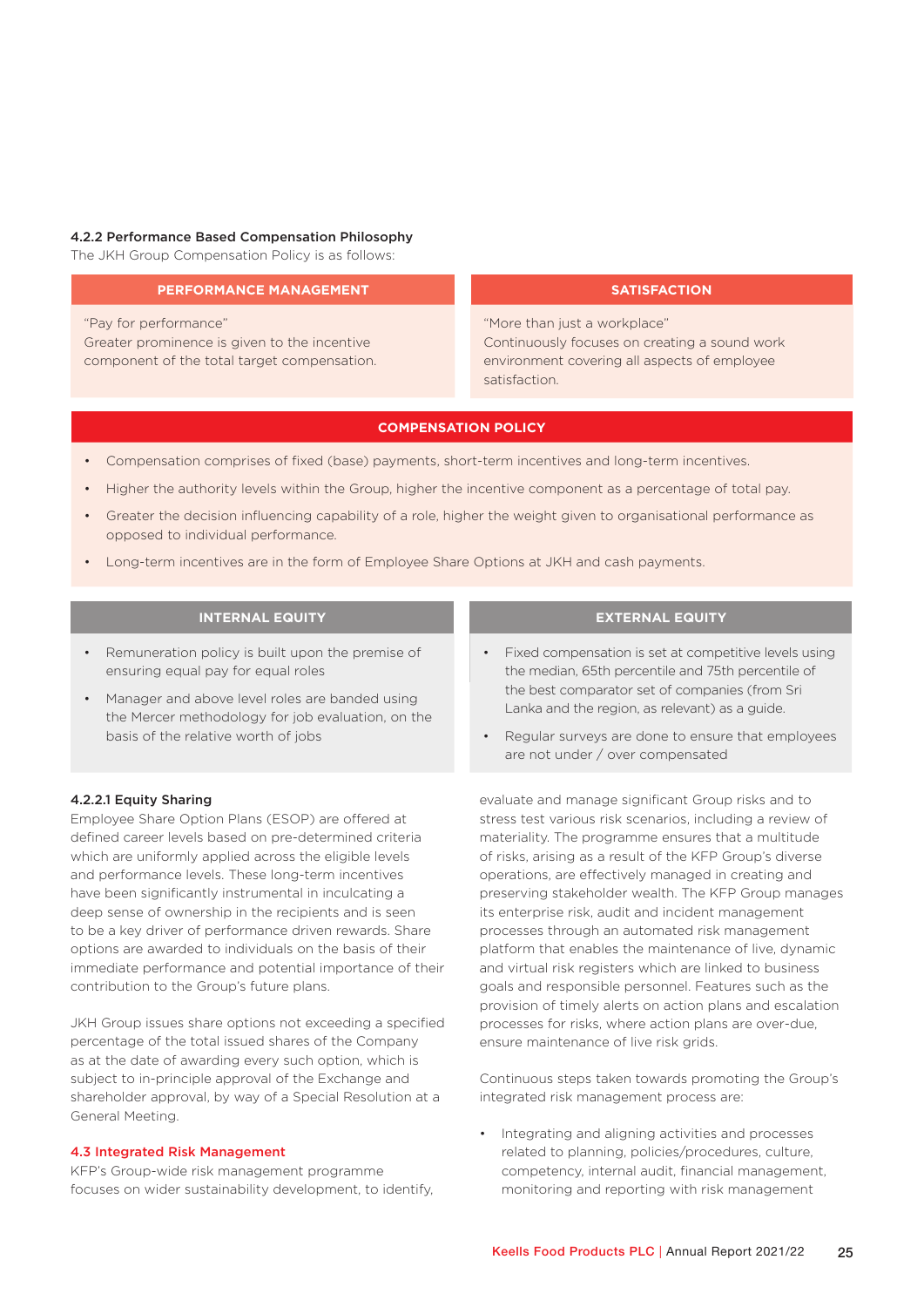### 4.2.2 Performance Based Compensation Philosophy

The JKH Group Compensation Policy is as follows:

**PERFORMANCE MANAGEMENT**

"Pay for performance"
Greater prominence is given to the incentive component of the total target compensation.

**SATISFACTION**

"More than just a workplace"
Continuously focuses on creating a sound work environment covering all aspects of employee satisfaction.

**COMPENSATION POLICY**

- Compensation comprises of fixed (base) payments, short-term incentives and long-term incentives.
- Higher the authority levels within the Group, higher the incentive component as a percentage of total pay.
- Greater the decision influencing capability of a role, higher the weight given to organisational performance as opposed to individual performance.
- Long-term incentives are in the form of Employee Share Options at JKH and cash payments.

**INTERNAL EQUITY**

- Remuneration policy is built upon the premise of ensuring equal pay for equal roles
- Manager and above level roles are banded using the Mercer methodology for job evaluation, on the basis of the relative worth of jobs

**EXTERNAL EQUITY**

- Fixed compensation is set at competitive levels using the median, 65th percentile and 75th percentile of the best comparator set of companies (from Sri Lanka and the region, as relevant) as a guide.
- Regular surveys are done to ensure that employees are not under / over compensated

#### 4.2.2.1 Equity Sharing

Employee Share Option Plans (ESOP) are offered at defined career levels based on pre-determined criteria which are uniformly applied across the eligible levels and performance levels. These long-term incentives have been significantly instrumental in inculcating a deep sense of ownership in the recipients and is seen to be a key driver of performance driven rewards. Share options are awarded to individuals on the basis of their immediate performance and potential importance of their contribution to the Group's future plans.

JKH Group issues share options not exceeding a specified percentage of the total issued shares of the Company as at the date of awarding every such option, which is subject to in-principle approval of the Exchange and shareholder approval, by way of a Special Resolution at a General Meeting.

### 4.3 Integrated Risk Management

KFP's Group-wide risk management programme focuses on wider sustainability development, to identify, evaluate and manage significant Group risks and to stress test various risk scenarios, including a review of materiality. The programme ensures that a multitude of risks, arising as a result of the KFP Group's diverse operations, are effectively managed in creating and preserving stakeholder wealth. The KFP Group manages its enterprise risk, audit and incident management processes through an automated risk management platform that enables the maintenance of live, dynamic and virtual risk registers which are linked to business goals and responsible personnel. Features such as the provision of timely alerts on action plans and escalation processes for risks, where action plans are over-due, ensure maintenance of live risk grids.

Continuous steps taken towards promoting the Group's integrated risk management process are:

- Integrating and aligning activities and processes related to planning, policies/procedures, culture, competency, internal audit, financial management, monitoring and reporting with risk management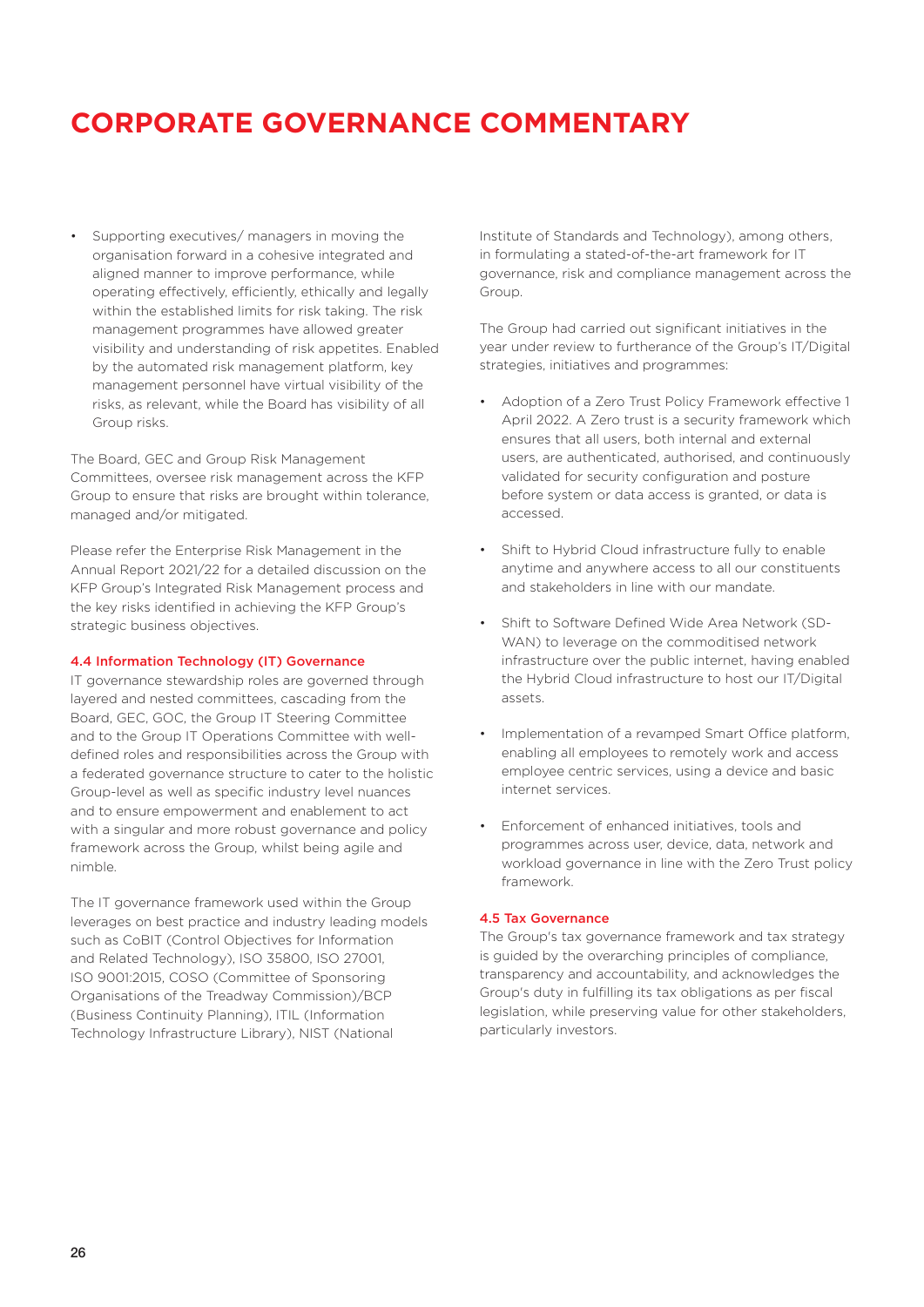# CORPORATE GOVERNANCE COMMENTARY

- Supporting executives/ managers in moving the organisation forward in a cohesive integrated and aligned manner to improve performance, while operating effectively, efficiently, ethically and legally within the established limits for risk taking. The risk management programmes have allowed greater visibility and understanding of risk appetites. Enabled by the automated risk management platform, key management personnel have virtual visibility of the risks, as relevant, while the Board has visibility of all Group risks.

The Board, GEC and Group Risk Management Committees, oversee risk management across the KFP Group to ensure that risks are brought within tolerance, managed and/or mitigated.

Please refer the Enterprise Risk Management in the Annual Report 2021/22 for a detailed discussion on the KFP Group's Integrated Risk Management process and the key risks identified in achieving the KFP Group's strategic business objectives.

### 4.4 Information Technology (IT) Governance

IT governance stewardship roles are governed through layered and nested committees, cascading from the Board, GEC, GOC, the Group IT Steering Committee and to the Group IT Operations Committee with well-defined roles and responsibilities across the Group with a federated governance structure to cater to the holistic Group-level as well as specific industry level nuances and to ensure empowerment and enablement to act with a singular and more robust governance and policy framework across the Group, whilst being agile and nimble.

The IT governance framework used within the Group leverages on best practice and industry leading models such as CoBIT (Control Objectives for Information and Related Technology), ISO 35800, ISO 27001, ISO 9001:2015, COSO (Committee of Sponsoring Organisations of the Treadway Commission)/BCP (Business Continuity Planning), ITIL (Information Technology Infrastructure Library), NIST (National Institute of Standards and Technology), among others, in formulating a stated-of-the-art framework for IT governance, risk and compliance management across the Group.

The Group had carried out significant initiatives in the year under review to furtherance of the Group's IT/Digital strategies, initiatives and programmes:

- Adoption of a Zero Trust Policy Framework effective 1 April 2022. A Zero trust is a security framework which ensures that all users, both internal and external users, are authenticated, authorised, and continuously validated for security configuration and posture before system or data access is granted, or data is accessed.
- Shift to Hybrid Cloud infrastructure fully to enable anytime and anywhere access to all our constituents and stakeholders in line with our mandate.
- Shift to Software Defined Wide Area Network (SD-WAN) to leverage on the commoditised network infrastructure over the public internet, having enabled the Hybrid Cloud infrastructure to host our IT/Digital assets.
- Implementation of a revamped Smart Office platform, enabling all employees to remotely work and access employee centric services, using a device and basic internet services.
- Enforcement of enhanced initiatives, tools and programmes across user, device, data, network and workload governance in line with the Zero Trust policy framework.

### 4.5 Tax Governance

The Group's tax governance framework and tax strategy is guided by the overarching principles of compliance, transparency and accountability, and acknowledges the Group's duty in fulfilling its tax obligations as per fiscal legislation, while preserving value for other stakeholders, particularly investors.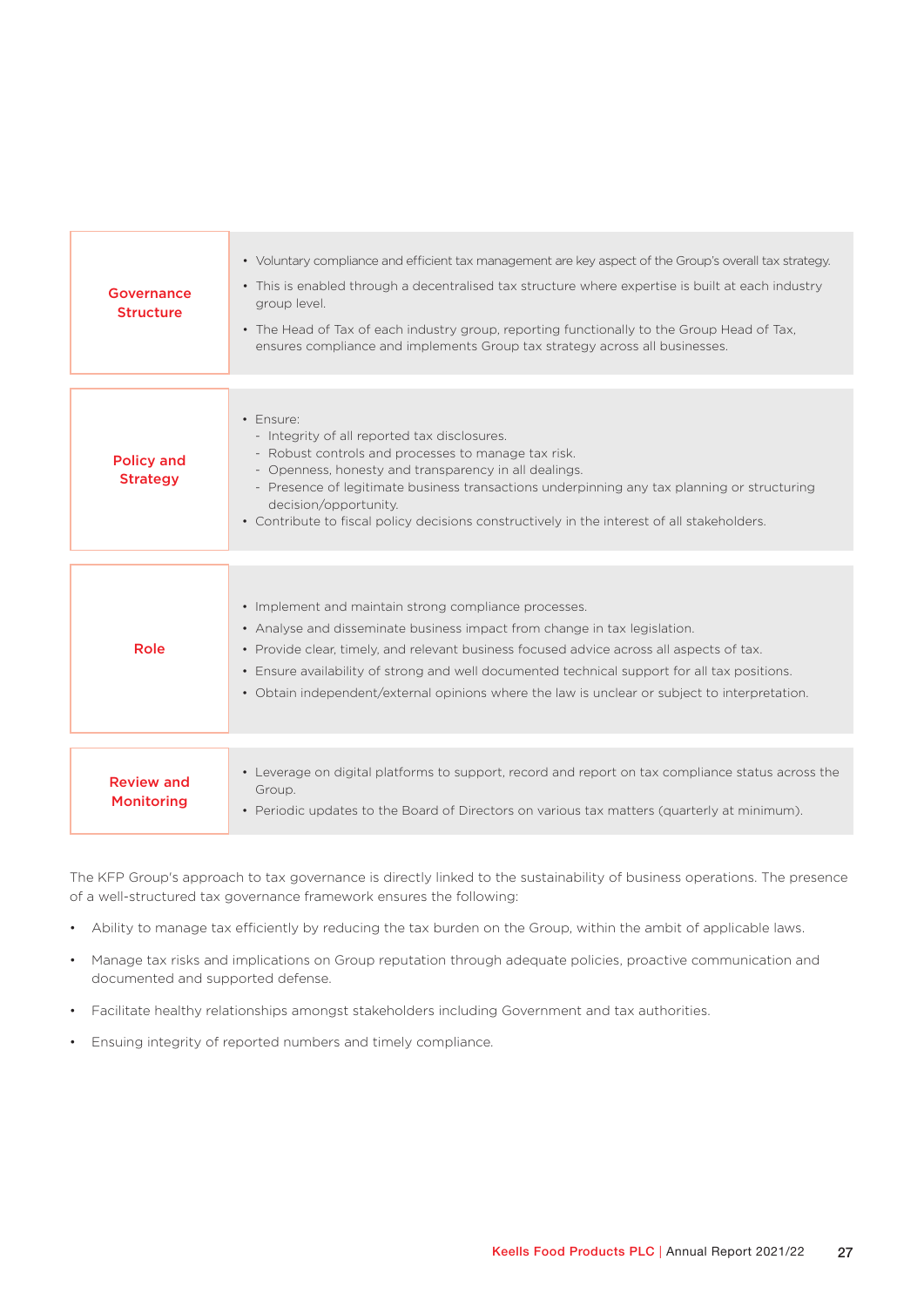| | |
|---|---|
| **Governance Structure** | • Voluntary compliance and efficient tax management are key aspect of the Group's overall tax strategy.<br>• This is enabled through a decentralised tax structure where expertise is built at each industry group level.<br>• The Head of Tax of each industry group, reporting functionally to the Group Head of Tax, ensures compliance and implements Group tax strategy across all businesses. |
| **Policy and Strategy** | • Ensure:<br>- Integrity of all reported tax disclosures.<br>- Robust controls and processes to manage tax risk.<br>- Openness, honesty and transparency in all dealings.<br>- Presence of legitimate business transactions underpinning any tax planning or structuring decision/opportunity.<br>• Contribute to fiscal policy decisions constructively in the interest of all stakeholders. |
| **Role** | • Implement and maintain strong compliance processes.<br>• Analyse and disseminate business impact from change in tax legislation.<br>• Provide clear, timely, and relevant business focused advice across all aspects of tax.<br>• Ensure availability of strong and well documented technical support for all tax positions.<br>• Obtain independent/external opinions where the law is unclear or subject to interpretation. |
| **Review and Monitoring** | • Leverage on digital platforms to support, record and report on tax compliance status across the Group.<br>• Periodic updates to the Board of Directors on various tax matters (quarterly at minimum). |

The KFP Group's approach to tax governance is directly linked to the sustainability of business operations. The presence of a well-structured tax governance framework ensures the following:

- Ability to manage tax efficiently by reducing the tax burden on the Group, within the ambit of applicable laws.
- Manage tax risks and implications on Group reputation through adequate policies, proactive communication and documented and supported defense.
- Facilitate healthy relationships amongst stakeholders including Government and tax authorities.
- Ensuring integrity of reported numbers and timely compliance.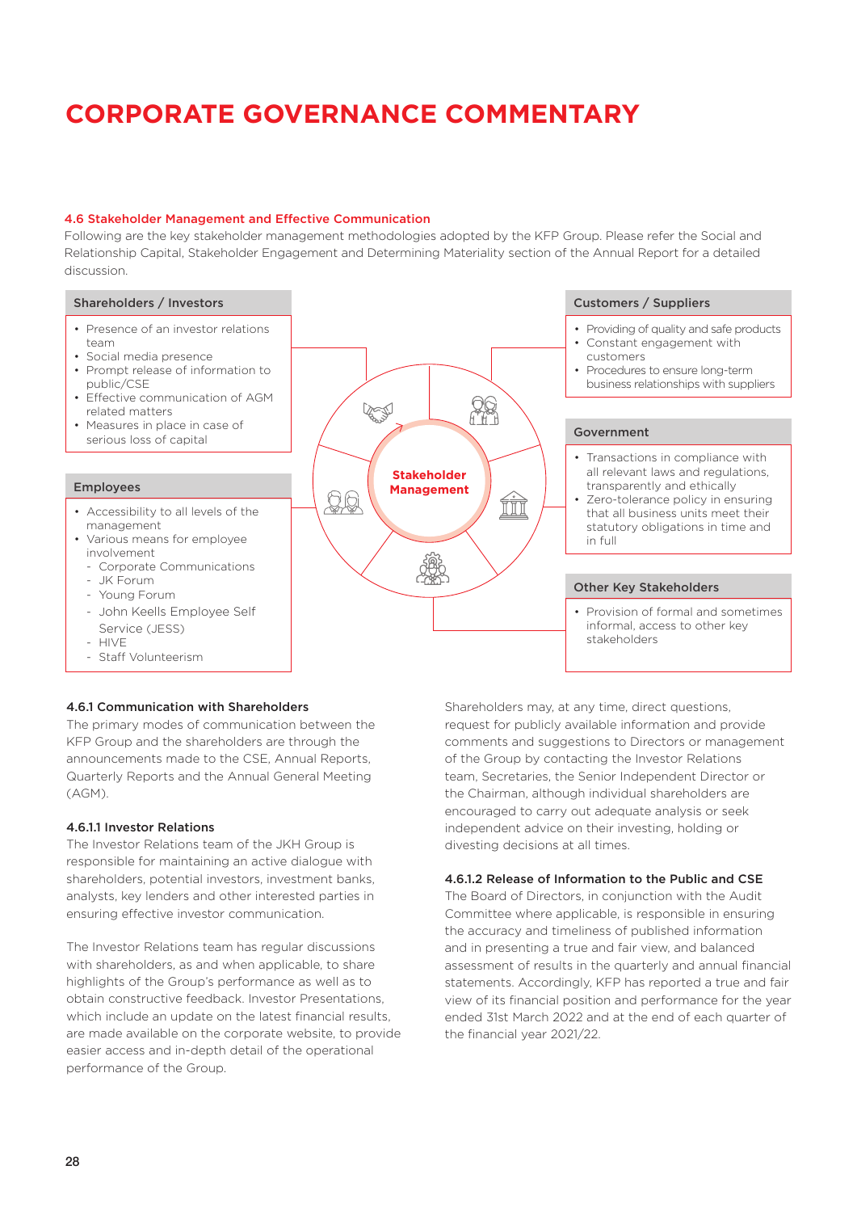# CORPORATE GOVERNANCE COMMENTARY

### 4.6 Stakeholder Management and Effective Communication

Following are the key stakeholder management methodologies adopted by the KFP Group. Please refer the Social and Relationship Capital, Stakeholder Engagement and Determining Materiality section of the Annual Report for a detailed discussion.

**Stakeholder Management**

**Shareholders / Investors**

- Presence of an investor relations team
- Social media presence
- Prompt release of information to public/CSE
- Effective communication of AGM related matters
- Measures in place in case of serious loss of capital

**Employees**

- Accessibility to all levels of the management
- Various means for employee involvement
  - Corporate Communications
  - JK Forum
  - Young Forum
  - John Keells Employee Self Service (JESS)
  - HIVE
  - Staff Volunteerism

**Customers / Suppliers**

- Providing of quality and safe products
- Constant engagement with customers
- Procedures to ensure long-term business relationships with suppliers

**Government**

- Transactions in compliance with all relevant laws and regulations, transparently and ethically
- Zero-tolerance policy in ensuring that all business units meet their statutory obligations in time and in full

**Other Key Stakeholders**

- Provision of formal and sometimes informal, access to other key stakeholders

#### 4.6.1 Communication with Shareholders

The primary modes of communication between the KFP Group and the shareholders are through the announcements made to the CSE, Annual Reports, Quarterly Reports and the Annual General Meeting (AGM).

#### 4.6.1.1 Investor Relations

The Investor Relations team of the JKH Group is responsible for maintaining an active dialogue with shareholders, potential investors, investment banks, analysts, key lenders and other interested parties in ensuring effective investor communication.

The Investor Relations team has regular discussions with shareholders, as and when applicable, to share highlights of the Group's performance as well as to obtain constructive feedback. Investor Presentations, which include an update on the latest financial results, are made available on the corporate website, to provide easier access and in-depth detail of the operational performance of the Group.

Shareholders may, at any time, direct questions, request for publicly available information and provide comments and suggestions to Directors or management of the Group by contacting the Investor Relations team, Secretaries, the Senior Independent Director or the Chairman, although individual shareholders are encouraged to carry out adequate analysis or seek independent advice on their investing, holding or divesting decisions at all times.

#### 4.6.1.2 Release of Information to the Public and CSE

The Board of Directors, in conjunction with the Audit Committee where applicable, is responsible in ensuring the accuracy and timeliness of published information and in presenting a true and fair view, and balanced assessment of results in the quarterly and annual financial statements. Accordingly, KFP has reported a true and fair view of its financial position and performance for the year ended 31st March 2022 and at the end of each quarter of the financial year 2021/22.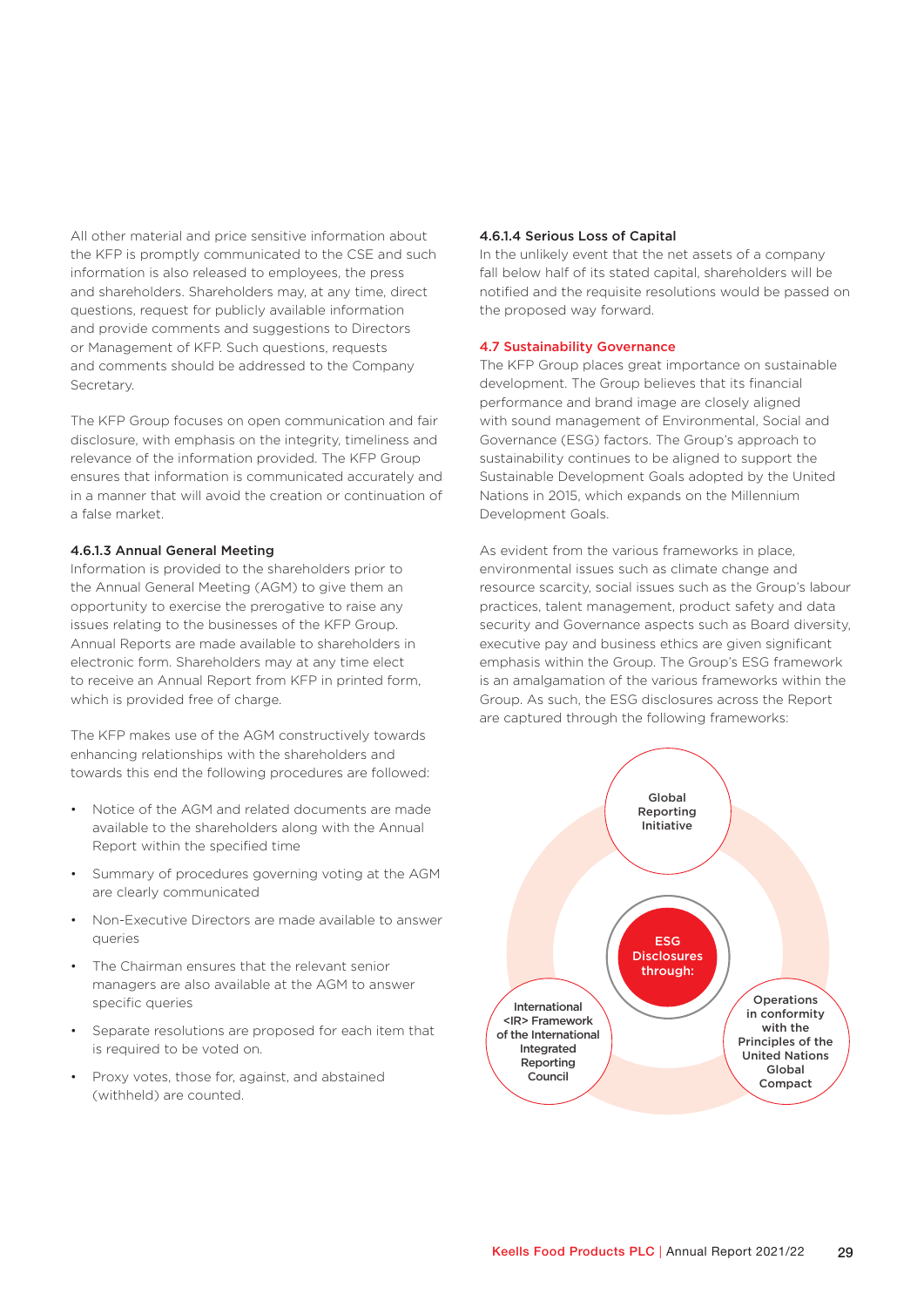All other material and price sensitive information about the KFP is promptly communicated to the CSE and such information is also released to employees, the press and shareholders. Shareholders may, at any time, direct questions, request for publicly available information and provide comments and suggestions to Directors or Management of KFP. Such questions, requests and comments should be addressed to the Company Secretary.

The KFP Group focuses on open communication and fair disclosure, with emphasis on the integrity, timeliness and relevance of the information provided. The KFP Group ensures that information is communicated accurately and in a manner that will avoid the creation or continuation of a false market.

#### 4.6.1.3 Annual General Meeting

Information is provided to the shareholders prior to the Annual General Meeting (AGM) to give them an opportunity to exercise the prerogative to raise any issues relating to the businesses of the KFP Group. Annual Reports are made available to shareholders in electronic form. Shareholders may at any time elect to receive an Annual Report from KFP in printed form, which is provided free of charge.

The KFP makes use of the AGM constructively towards enhancing relationships with the shareholders and towards this end the following procedures are followed:

- Notice of the AGM and related documents are made available to the shareholders along with the Annual Report within the specified time
- Summary of procedures governing voting at the AGM are clearly communicated
- Non-Executive Directors are made available to answer queries
- The Chairman ensures that the relevant senior managers are also available at the AGM to answer specific queries
- Separate resolutions are proposed for each item that is required to be voted on.
- Proxy votes, those for, against, and abstained (withheld) are counted.

#### 4.6.1.4 Serious Loss of Capital

In the unlikely event that the net assets of a company fall below half of its stated capital, shareholders will be notified and the requisite resolutions would be passed on the proposed way forward.

### 4.7 Sustainability Governance

The KFP Group places great importance on sustainable development. The Group believes that its financial performance and brand image are closely aligned with sound management of Environmental, Social and Governance (ESG) factors. The Group's approach to sustainability continues to be aligned to support the Sustainable Development Goals adopted by the United Nations in 2015, which expands on the Millennium Development Goals.

As evident from the various frameworks in place, environmental issues such as climate change and resource scarcity, social issues such as the Group's labour practices, talent management, product safety and data security and Governance aspects such as Board diversity, executive pay and business ethics are given significant emphasis within the Group. The Group's ESG framework is an amalgamation of the various frameworks within the Group. As such, the ESG disclosures across the Report are captured through the following frameworks:

**ESG Disclosures through:**

- Global Reporting Initiative
- International <IR> Framework of the International Integrated Reporting Council
- Operations in conformity with the Principles of the United Nations Global Compact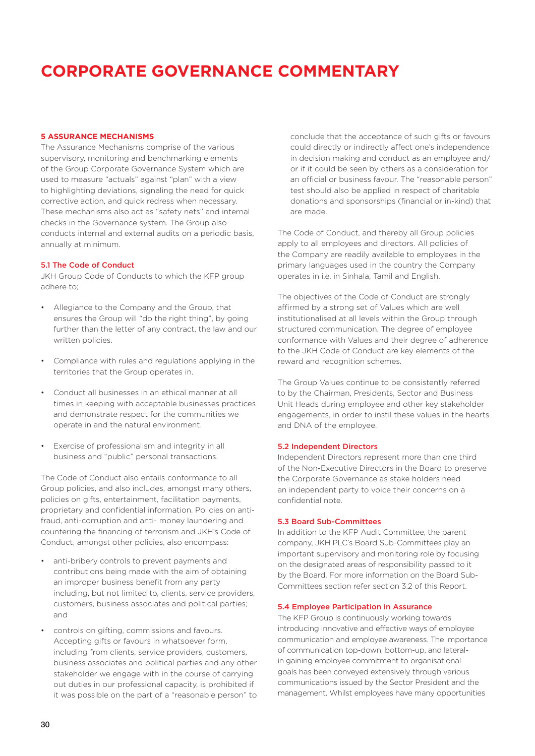# CORPORATE GOVERNANCE COMMENTARY

### 5 ASSURANCE MECHANISMS

The Assurance Mechanisms comprise of the various supervisory, monitoring and benchmarking elements of the Group Corporate Governance System which are used to measure "actuals" against "plan" with a view to highlighting deviations, signaling the need for quick corrective action, and quick redress when necessary. These mechanisms also act as "safety nets" and internal checks in the Governance system. The Group also conducts internal and external audits on a periodic basis, annually at minimum.

#### 5.1 The Code of Conduct

JKH Group Code of Conducts to which the KFP group adhere to;

- Allegiance to the Company and the Group, that ensures the Group will "do the right thing", by going further than the letter of any contract, the law and our written policies.
- Compliance with rules and regulations applying in the territories that the Group operates in.
- Conduct all businesses in an ethical manner at all times in keeping with acceptable businesses practices and demonstrate respect for the communities we operate in and the natural environment.
- Exercise of professionalism and integrity in all business and "public" personal transactions.

The Code of Conduct also entails conformance to all Group policies, and also includes, amongst many others, policies on gifts, entertainment, facilitation payments, proprietary and confidential information. Policies on anti-fraud, anti-corruption and anti- money laundering and countering the financing of terrorism and JKH's Code of Conduct, amongst other policies, also encompass:

- anti-bribery controls to prevent payments and contributions being made with the aim of obtaining an improper business benefit from any party including, but not limited to, clients, service providers, customers, business associates and political parties; and
- controls on gifting, commissions and favours. Accepting gifts or favours in whatsoever form, including from clients, service providers, customers, business associates and political parties and any other stakeholder we engage with in the course of carrying out duties in our professional capacity, is prohibited if it was possible on the part of a "reasonable person" to conclude that the acceptance of such gifts or favours could directly or indirectly affect one's independence in decision making and conduct as an employee and/or if it could be seen by others as a consideration for an official or business favour. The "reasonable person" test should also be applied in respect of charitable donations and sponsorships (financial or in-kind) that are made.

The Code of Conduct, and thereby all Group policies apply to all employees and directors. All policies of the Company are readily available to employees in the primary languages used in the country the Company operates in i.e. in Sinhala, Tamil and English.

The objectives of the Code of Conduct are strongly affirmed by a strong set of Values which are well institutionalised at all levels within the Group through structured communication. The degree of employee conformance with Values and their degree of adherence to the JKH Code of Conduct are key elements of the reward and recognition schemes.

The Group Values continue to be consistently referred to by the Chairman, Presidents, Sector and Business Unit Heads during employee and other key stakeholder engagements, in order to instil these values in the hearts and DNA of the employee.

#### 5.2 Independent Directors

Independent Directors represent more than one third of the Non-Executive Directors in the Board to preserve the Corporate Governance as stake holders need an independent party to voice their concerns on a confidential note.

#### 5.3 Board Sub-Committees

In addition to the KFP Audit Committee, the parent company, JKH PLC's Board Sub-Committees play an important supervisory and monitoring role by focusing on the designated areas of responsibility passed to it by the Board. For more information on the Board Sub-Committees section refer section 3.2 of this Report.

#### 5.4 Employee Participation in Assurance

The KFP Group is continuously working towards introducing innovative and effective ways of employee communication and employee awareness. The importance of communication top-down, bottom-up, and lateral- in gaining employee commitment to organisational goals has been conveyed extensively through various communications issued by the Sector President and the management. Whilst employees have many opportunities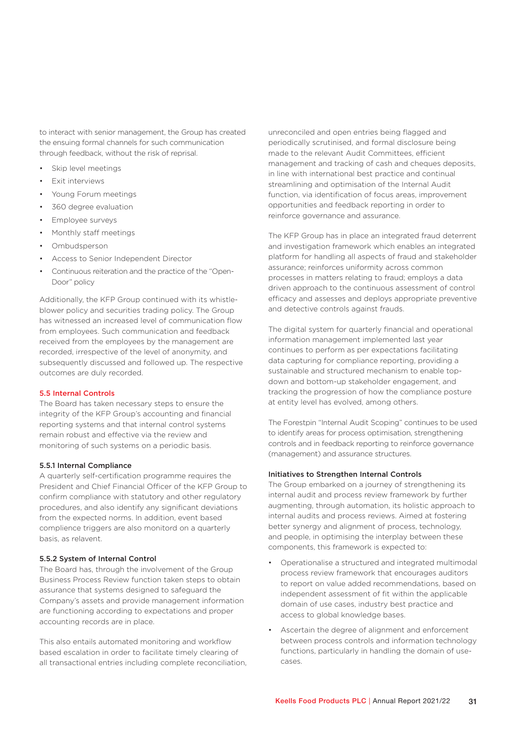to interact with senior management, the Group has created the ensuing formal channels for such communication through feedback, without the risk of reprisal.

- Skip level meetings
- Exit interviews
- Young Forum meetings
- 360 degree evaluation
- Employee surveys
- Monthly staff meetings
- Ombudsperson
- Access to Senior Independent Director
- Continuous reiteration and the practice of the "Open-Door" policy

Additionally, the KFP Group continued with its whistle-blower policy and securities trading policy. The Group has witnessed an increased level of communication flow from employees. Such communication and feedback received from the employees by the management are recorded, irrespective of the level of anonymity, and subsequently discussed and followed up. The respective outcomes are duly recorded.

## 5.5 Internal Controls

The Board has taken necessary steps to ensure the integrity of the KFP Group's accounting and financial reporting systems and that internal control systems remain robust and effective via the review and monitoring of such systems on a periodic basis.

### 5.5.1 Internal Compliance

A quarterly self-certification programme requires the President and Chief Financial Officer of the KFP Group to confirm compliance with statutory and other regulatory procedures, and also identify any significant deviations from the expected norms. In addition, event based complience triggers are also monitord on a quarterly basis, as relavent.

### 5.5.2 System of Internal Control

The Board has, through the involvement of the Group Business Process Review function taken steps to obtain assurance that systems designed to safeguard the Company's assets and provide management information are functioning according to expectations and proper accounting records are in place.

This also entails automated monitoring and workflow based escalation in order to facilitate timely clearing of all transactional entries including complete reconciliation, unreconciled and open entries being flagged and periodically scrutinised, and formal disclosure being made to the relevant Audit Committees, efficient management and tracking of cash and cheques deposits, in line with international best practice and continual streamlining and optimisation of the Internal Audit function, via identification of focus areas, improvement opportunities and feedback reporting in order to reinforce governance and assurance.

The KFP Group has in place an integrated fraud deterrent and investigation framework which enables an integrated platform for handling all aspects of fraud and stakeholder assurance; reinforces uniformity across common processes in matters relating to fraud; employs a data driven approach to the continuous assessment of control efficacy and assesses and deploys appropriate preventive and detective controls against frauds.

The digital system for quarterly financial and operational information management implemented last year continues to perform as per expectations facilitating data capturing for compliance reporting, providing a sustainable and structured mechanism to enable top-down and bottom-up stakeholder engagement, and tracking the progression of how the compliance posture at entity level has evolved, among others.

The Forestpin "Internal Audit Scoping" continues to be used to identify areas for process optimisation, strengthening controls and in feedback reporting to reinforce governance (management) and assurance structures.

### Initiatives to Strengthen Internal Controls

The Group embarked on a journey of strengthening its internal audit and process review framework by further augmenting, through automation, its holistic approach to internal audits and process reviews. Aimed at fostering better synergy and alignment of process, technology, and people, in optimising the interplay between these components, this framework is expected to:

- Operationalise a structured and integrated multimodal process review framework that encourages auditors to report on value added recommendations, based on independent assessment of fit within the applicable domain of use cases, industry best practice and access to global knowledge bases.
- Ascertain the degree of alignment and enforcement between process controls and information technology functions, particularly in handling the domain of use-cases.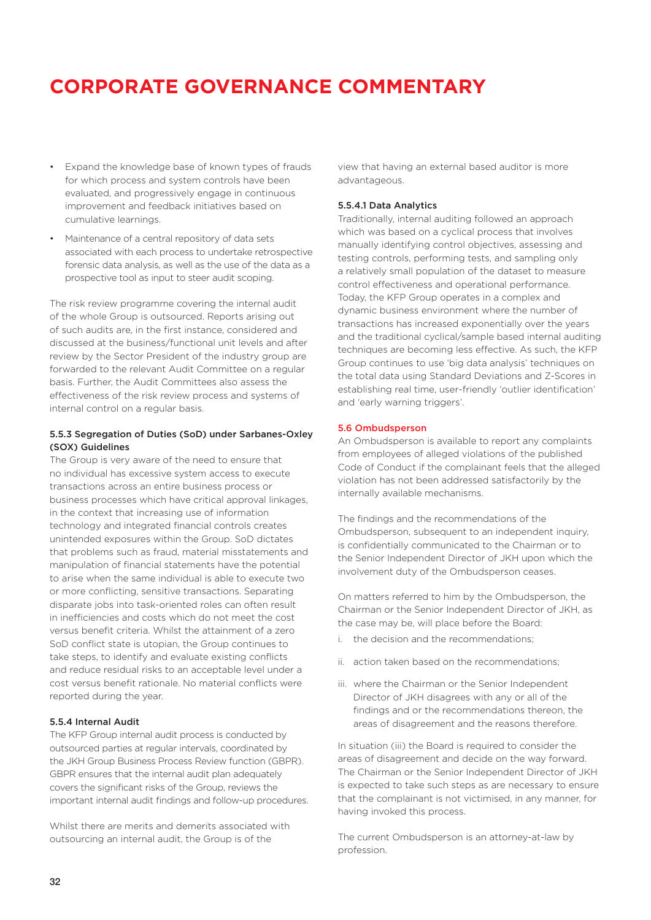# CORPORATE GOVERNANCE COMMENTARY

- Expand the knowledge base of known types of frauds for which process and system controls have been evaluated, and progressively engage in continuous improvement and feedback initiatives based on cumulative learnings.
- Maintenance of a central repository of data sets associated with each process to undertake retrospective forensic data analysis, as well as the use of the data as a prospective tool as input to steer audit scoping.

The risk review programme covering the internal audit of the whole Group is outsourced. Reports arising out of such audits are, in the first instance, considered and discussed at the business/functional unit levels and after review by the Sector President of the industry group are forwarded to the relevant Audit Committee on a regular basis. Further, the Audit Committees also assess the effectiveness of the risk review process and systems of internal control on a regular basis.

#### 5.5.3 Segregation of Duties (SoD) under Sarbanes-Oxley (SOX) Guidelines

The Group is very aware of the need to ensure that no individual has excessive system access to execute transactions across an entire business process or business processes which have critical approval linkages, in the context that increasing use of information technology and integrated financial controls creates unintended exposures within the Group. SoD dictates that problems such as fraud, material misstatements and manipulation of financial statements have the potential to arise when the same individual is able to execute two or more conflicting, sensitive transactions. Separating disparate jobs into task-oriented roles can often result in inefficiencies and costs which do not meet the cost versus benefit criteria. Whilst the attainment of a zero SoD conflict state is utopian, the Group continues to take steps, to identify and evaluate existing conflicts and reduce residual risks to an acceptable level under a cost versus benefit rationale. No material conflicts were reported during the year.

#### 5.5.4 Internal Audit

The KFP Group internal audit process is conducted by outsourced parties at regular intervals, coordinated by the JKH Group Business Process Review function (GBPR). GBPR ensures that the internal audit plan adequately covers the significant risks of the Group, reviews the important internal audit findings and follow-up procedures.

Whilst there are merits and demerits associated with outsourcing an internal audit, the Group is of the view that having an external based auditor is more advantageous.

#### 5.5.4.1 Data Analytics

Traditionally, internal auditing followed an approach which was based on a cyclical process that involves manually identifying control objectives, assessing and testing controls, performing tests, and sampling only a relatively small population of the dataset to measure control effectiveness and operational performance. Today, the KFP Group operates in a complex and dynamic business environment where the number of transactions has increased exponentially over the years and the traditional cyclical/sample based internal auditing techniques are becoming less effective. As such, the KFP Group continues to use 'big data analysis' techniques on the total data using Standard Deviations and Z-Scores in establishing real time, user-friendly 'outlier identification' and 'early warning triggers'.

### 5.6 Ombudsperson

An Ombudsperson is available to report any complaints from employees of alleged violations of the published Code of Conduct if the complainant feels that the alleged violation has not been addressed satisfactorily by the internally available mechanisms.

The findings and the recommendations of the Ombudsperson, subsequent to an independent inquiry, is confidentially communicated to the Chairman or to the Senior Independent Director of JKH upon which the involvement duty of the Ombudsperson ceases.

On matters referred to him by the Ombudsperson, the Chairman or the Senior Independent Director of JKH, as the case may be, will place before the Board:

i. the decision and the recommendations;

ii. action taken based on the recommendations;

iii. where the Chairman or the Senior Independent Director of JKH disagrees with any or all of the findings and or the recommendations thereon, the areas of disagreement and the reasons therefore.

In situation (iii) the Board is required to consider the areas of disagreement and decide on the way forward. The Chairman or the Senior Independent Director of JKH is expected to take such steps as are necessary to ensure that the complainant is not victimised, in any manner, for having invoked this process.

The current Ombudsperson is an attorney-at-law by profession.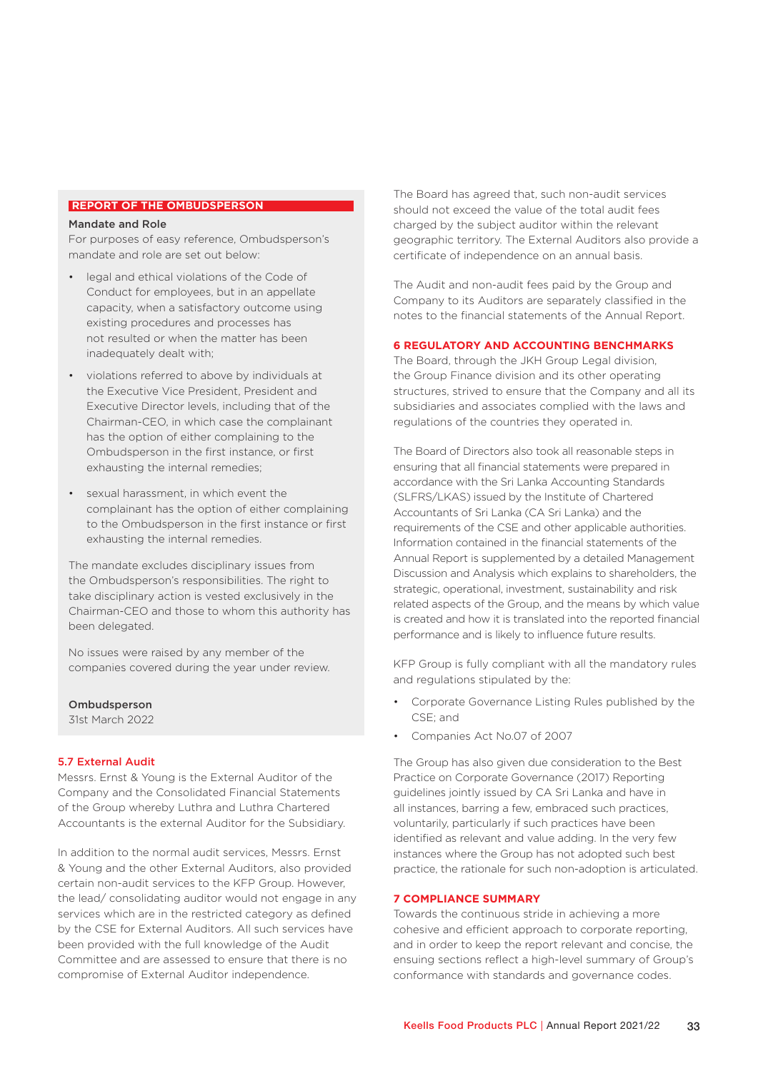## REPORT OF THE OMBUDSPERSON

**Mandate and Role**

For purposes of easy reference, Ombudsperson's mandate and role are set out below:

- legal and ethical violations of the Code of Conduct for employees, but in an appellate capacity, when a satisfactory outcome using existing procedures and processes has not resulted or when the matter has been inadequately dealt with;
- violations referred to above by individuals at the Executive Vice President, President and Executive Director levels, including that of the Chairman-CEO, in which case the complainant has the option of either complaining to the Ombudsperson in the first instance, or first exhausting the internal remedies;
- sexual harassment, in which event the complainant has the option of either complaining to the Ombudsperson in the first instance or first exhausting the internal remedies.

The mandate excludes disciplinary issues from the Ombudsperson's responsibilities. The right to take disciplinary action is vested exclusively in the Chairman-CEO and those to whom this authority has been delegated.

No issues were raised by any member of the companies covered during the year under review.

**Ombudsperson**
31st March 2022

### 5.7 External Audit

Messrs. Ernst & Young is the External Auditor of the Company and the Consolidated Financial Statements of the Group whereby Luthra and Luthra Chartered Accountants is the external Auditor for the Subsidiary.

In addition to the normal audit services, Messrs. Ernst & Young and the other External Auditors, also provided certain non-audit services to the KFP Group. However, the lead/ consolidating auditor would not engage in any services which are in the restricted category as defined by the CSE for External Auditors. All such services have been provided with the full knowledge of the Audit Committee and are assessed to ensure that there is no compromise of External Auditor independence.

The Board has agreed that, such non-audit services should not exceed the value of the total audit fees charged by the subject auditor within the relevant geographic territory. The External Auditors also provide a certificate of independence on an annual basis.

The Audit and non-audit fees paid by the Group and Company to its Auditors are separately classified in the notes to the financial statements of the Annual Report.

## 6 REGULATORY AND ACCOUNTING BENCHMARKS

The Board, through the JKH Group Legal division, the Group Finance division and its other operating structures, strived to ensure that the Company and all its subsidiaries and associates complied with the laws and regulations of the countries they operated in.

The Board of Directors also took all reasonable steps in ensuring that all financial statements were prepared in accordance with the Sri Lanka Accounting Standards (SLFRS/LKAS) issued by the Institute of Chartered Accountants of Sri Lanka (CA Sri Lanka) and the requirements of the CSE and other applicable authorities. Information contained in the financial statements of the Annual Report is supplemented by a detailed Management Discussion and Analysis which explains to shareholders, the strategic, operational, investment, sustainability and risk related aspects of the Group, and the means by which value is created and how it is translated into the reported financial performance and is likely to influence future results.

KFP Group is fully compliant with all the mandatory rules and regulations stipulated by the:

- Corporate Governance Listing Rules published by the CSE; and
- Companies Act No.07 of 2007

The Group has also given due consideration to the Best Practice on Corporate Governance (2017) Reporting guidelines jointly issued by CA Sri Lanka and have in all instances, barring a few, embraced such practices, voluntarily, particularly if such practices have been identified as relevant and value adding. In the very few instances where the Group has not adopted such best practice, the rationale for such non-adoption is articulated.

## 7 COMPLIANCE SUMMARY

Towards the continuous stride in achieving a more cohesive and efficient approach to corporate reporting, and in order to keep the report relevant and concise, the ensuing sections reflect a high-level summary of Group's conformance with standards and governance codes.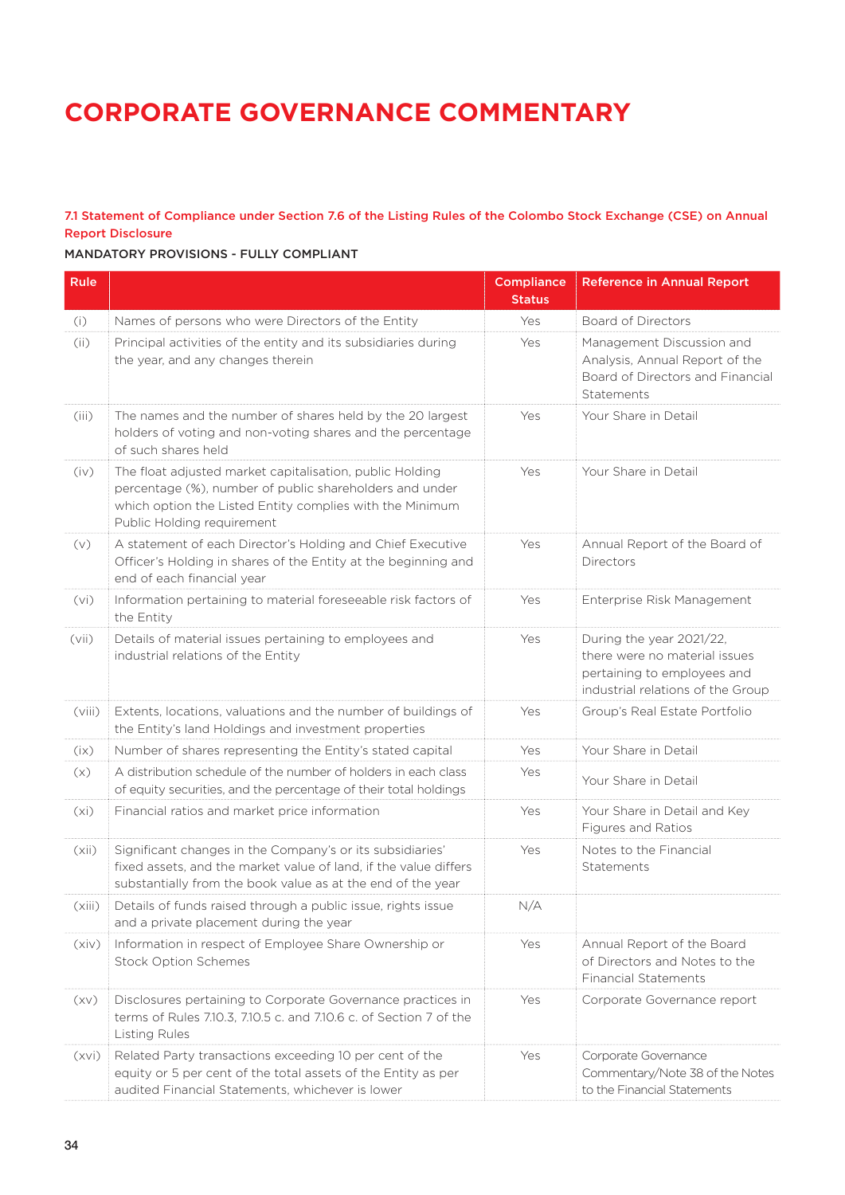# CORPORATE GOVERNANCE COMMENTARY

### 7.1 Statement of Compliance under Section 7.6 of the Listing Rules of the Colombo Stock Exchange (CSE) on Annual Report Disclosure

**MANDATORY PROVISIONS - FULLY COMPLIANT**

| Rule | | Compliance Status | Reference in Annual Report |
|---|---|---|---|
| (i) | Names of persons who were Directors of the Entity | Yes | Board of Directors |
| (ii) | Principal activities of the entity and its subsidiaries during the year, and any changes therein | Yes | Management Discussion and Analysis, Annual Report of the Board of Directors and Financial Statements |
| (iii) | The names and the number of shares held by the 20 largest holders of voting and non-voting shares and the percentage of such shares held | Yes | Your Share in Detail |
| (iv) | The float adjusted market capitalisation, public Holding percentage (%), number of public shareholders and under which option the Listed Entity complies with the Minimum Public Holding requirement | Yes | Your Share in Detail |
| (v) | A statement of each Director's Holding and Chief Executive Officer's Holding in shares of the Entity at the beginning and end of each financial year | Yes | Annual Report of the Board of Directors |
| (vi) | Information pertaining to material foreseeable risk factors of the Entity | Yes | Enterprise Risk Management |
| (vii) | Details of material issues pertaining to employees and industrial relations of the Entity | Yes | During the year 2021/22, there were no material issues pertaining to employees and industrial relations of the Group |
| (viii) | Extents, locations, valuations and the number of buildings of the Entity's land Holdings and investment properties | Yes | Group's Real Estate Portfolio |
| (ix) | Number of shares representing the Entity's stated capital | Yes | Your Share in Detail |
| (x) | A distribution schedule of the number of holders in each class of equity securities, and the percentage of their total holdings | Yes | Your Share in Detail |
| (xi) | Financial ratios and market price information | Yes | Your Share in Detail and Key Figures and Ratios |
| (xii) | Significant changes in the Company's or its subsidiaries' fixed assets, and the market value of land, if the value differs substantially from the book value as at the end of the year | Yes | Notes to the Financial Statements |
| (xiii) | Details of funds raised through a public issue, rights issue and a private placement during the year | N/A | |
| (xiv) | Information in respect of Employee Share Ownership or Stock Option Schemes | Yes | Annual Report of the Board of Directors and Notes to the Financial Statements |
| (xv) | Disclosures pertaining to Corporate Governance practices in terms of Rules 7.10.3, 7.10.5 c. and 7.10.6 c. of Section 7 of the Listing Rules | Yes | Corporate Governance report |
| (xvi) | Related Party transactions exceeding 10 per cent of the equity or 5 per cent of the total assets of the Entity as per audited Financial Statements, whichever is lower | Yes | Corporate Governance Commentary/Note 38 of the Notes to the Financial Statements |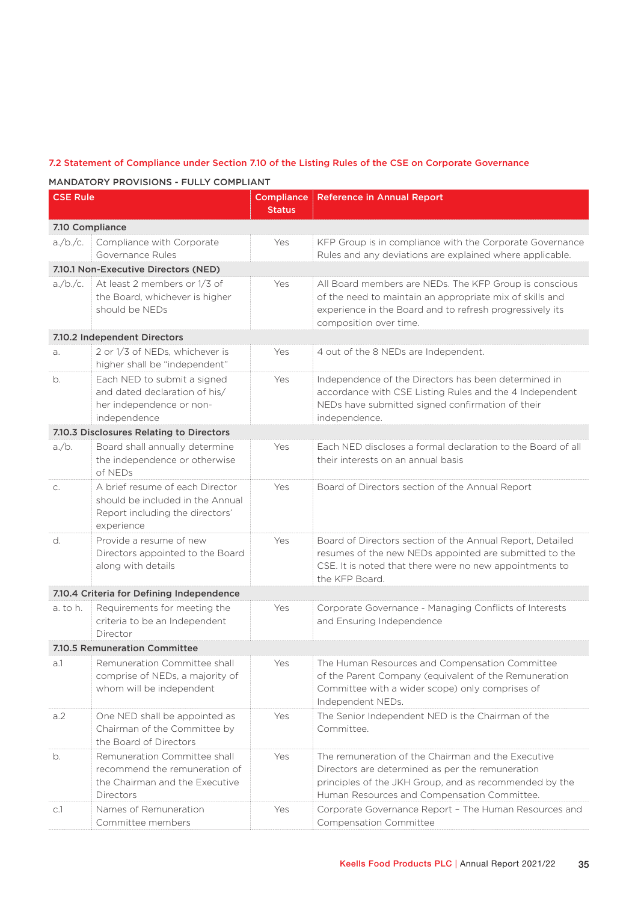## 7.2 Statement of Compliance under Section 7.10 of the Listing Rules of the CSE on Corporate Governance

### MANDATORY PROVISIONS - FULLY COMPLIANT

| CSE Rule | | Compliance Status | Reference in Annual Report |
|---|---|---|---|
| **7.10 Compliance** | | | |
| a./b./c. | Compliance with Corporate Governance Rules | Yes | KFP Group is in compliance with the Corporate Governance Rules and any deviations are explained where applicable. |
| **7.10.1 Non-Executive Directors (NED)** | | | |
| a./b./c. | At least 2 members or 1/3 of the Board, whichever is higher should be NEDs | Yes | All Board members are NEDs. The KFP Group is conscious of the need to maintain an appropriate mix of skills and experience in the Board and to refresh progressively its composition over time. |
| **7.10.2 Independent Directors** | | | |
| a. | 2 or 1/3 of NEDs, whichever is higher shall be "independent" | Yes | 4 out of the 8 NEDs are Independent. |
| b. | Each NED to submit a signed and dated declaration of his/ her independence or non-independence | Yes | Independence of the Directors has been determined in accordance with CSE Listing Rules and the 4 Independent NEDs have submitted signed confirmation of their independence. |
| **7.10.3 Disclosures Relating to Directors** | | | |
| a./b. | Board shall annually determine the independence or otherwise of NEDs | Yes | Each NED discloses a formal declaration to the Board of all their interests on an annual basis |
| c. | A brief resume of each Director should be included in the Annual Report including the directors' experience | Yes | Board of Directors section of the Annual Report |
| d. | Provide a resume of new Directors appointed to the Board along with details | Yes | Board of Directors section of the Annual Report, Detailed resumes of the new NEDs appointed are submitted to the CSE. It is noted that there were no new appointments to the KFP Board. |
| **7.10.4 Criteria for Defining Independence** | | | |
| a. to h. | Requirements for meeting the criteria to be an Independent Director | Yes | Corporate Governance - Managing Conflicts of Interests and Ensuring Independence |
| **7.10.5 Remuneration Committee** | | | |
| a.1 | Remuneration Committee shall comprise of NEDs, a majority of whom will be independent | Yes | The Human Resources and Compensation Committee of the Parent Company (equivalent of the Remuneration Committee with a wider scope) only comprises of Independent NEDs. |
| a.2 | One NED shall be appointed as Chairman of the Committee by the Board of Directors | Yes | The Senior Independent NED is the Chairman of the Committee. |
| b. | Remuneration Committee shall recommend the remuneration of the Chairman and the Executive Directors | Yes | The remuneration of the Chairman and the Executive Directors are determined as per the remuneration principles of the JKH Group, and as recommended by the Human Resources and Compensation Committee. |
| c.1 | Names of Remuneration Committee members | Yes | Corporate Governance Report – The Human Resources and Compensation Committee |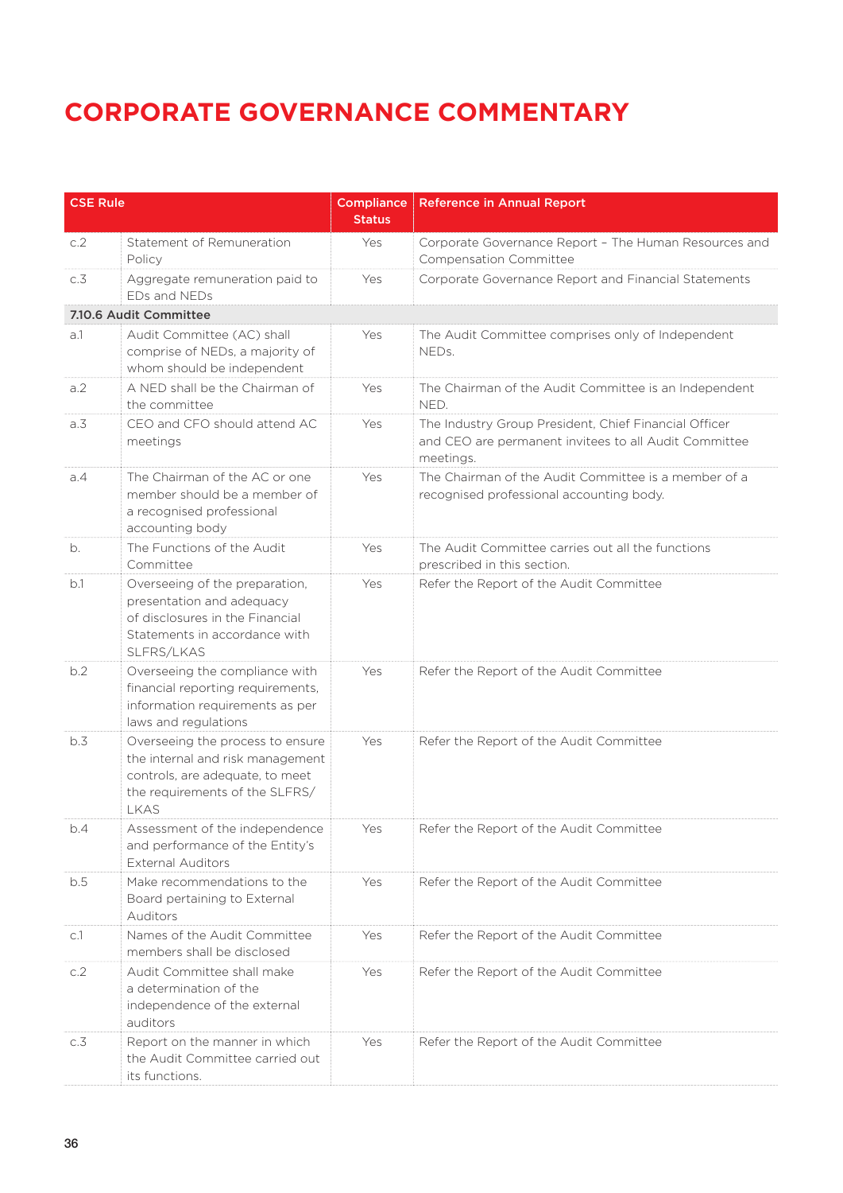# CORPORATE GOVERNANCE COMMENTARY

| CSE Rule | | Compliance Status | Reference in Annual Report |
|---|---|---|---|
| c.2 | Statement of Remuneration Policy | Yes | Corporate Governance Report – The Human Resources and Compensation Committee |
| c.3 | Aggregate remuneration paid to EDs and NEDs | Yes | Corporate Governance Report and Financial Statements |
| **7.10.6 Audit Committee** | | | |
| a.1 | Audit Committee (AC) shall comprise of NEDs, a majority of whom should be independent | Yes | The Audit Committee comprises only of Independent NEDs. |
| a.2 | A NED shall be the Chairman of the committee | Yes | The Chairman of the Audit Committee is an Independent NED. |
| a.3 | CEO and CFO should attend AC meetings | Yes | The Industry Group President, Chief Financial Officer and CEO are permanent invitees to all Audit Committee meetings. |
| a.4 | The Chairman of the AC or one member should be a member of a recognised professional accounting body | Yes | The Chairman of the Audit Committee is a member of a recognised professional accounting body. |
| b. | The Functions of the Audit Committee | Yes | The Audit Committee carries out all the functions prescribed in this section. |
| b.1 | Overseeing of the preparation, presentation and adequacy of disclosures in the Financial Statements in accordance with SLFRS/LKAS | Yes | Refer the Report of the Audit Committee |
| b.2 | Overseeing the compliance with financial reporting requirements, information requirements as per laws and regulations | Yes | Refer the Report of the Audit Committee |
| b.3 | Overseeing the process to ensure the internal and risk management controls, are adequate, to meet the requirements of the SLFRS/LKAS | Yes | Refer the Report of the Audit Committee |
| b.4 | Assessment of the independence and performance of the Entity's External Auditors | Yes | Refer the Report of the Audit Committee |
| b.5 | Make recommendations to the Board pertaining to External Auditors | Yes | Refer the Report of the Audit Committee |
| c.1 | Names of the Audit Committee members shall be disclosed | Yes | Refer the Report of the Audit Committee |
| c.2 | Audit Committee shall make a determination of the independence of the external auditors | Yes | Refer the Report of the Audit Committee |
| c.3 | Report on the manner in which the Audit Committee carried out its functions. | Yes | Refer the Report of the Audit Committee |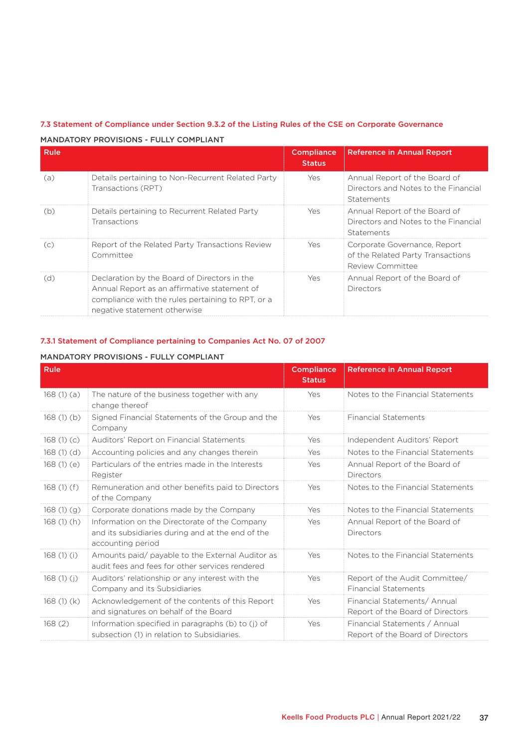### 7.3 Statement of Compliance under Section 9.3.2 of the Listing Rules of the CSE on Corporate Governance

**MANDATORY PROVISIONS - FULLY COMPLIANT**

| Rule | | Compliance Status | Reference in Annual Report |
|---|---|---|---|
| (a) | Details pertaining to Non-Recurrent Related Party Transactions (RPT) | Yes | Annual Report of the Board of Directors and Notes to the Financial Statements |
| (b) | Details pertaining to Recurrent Related Party Transactions | Yes | Annual Report of the Board of Directors and Notes to the Financial Statements |
| (c) | Report of the Related Party Transactions Review Committee | Yes | Corporate Governance, Report of the Related Party Transactions Review Committee |
| (d) | Declaration by the Board of Directors in the Annual Report as an affirmative statement of compliance with the rules pertaining to RPT, or a negative statement otherwise | Yes | Annual Report of the Board of Directors |

### 7.3.1 Statement of Compliance pertaining to Companies Act No. 07 of 2007

**MANDATORY PROVISIONS - FULLY COMPLIANT**

| Rule | | Compliance Status | Reference in Annual Report |
|---|---|---|---|
| 168 (1) (a) | The nature of the business together with any change thereof | Yes | Notes to the Financial Statements |
| 168 (1) (b) | Signed Financial Statements of the Group and the Company | Yes | Financial Statements |
| 168 (1) (c) | Auditors' Report on Financial Statements | Yes | Independent Auditors' Report |
| 168 (1) (d) | Accounting policies and any changes therein | Yes | Notes to the Financial Statements |
| 168 (1) (e) | Particulars of the entries made in the Interests Register | Yes | Annual Report of the Board of Directors |
| 168 (1) (f) | Remuneration and other benefits paid to Directors of the Company | Yes | Notes to the Financial Statements |
| 168 (1) (g) | Corporate donations made by the Company | Yes | Notes to the Financial Statements |
| 168 (1) (h) | Information on the Directorate of the Company and its subsidiaries during and at the end of the accounting period | Yes | Annual Report of the Board of Directors |
| 168 (1) (i) | Amounts paid/ payable to the External Auditor as audit fees and fees for other services rendered | Yes | Notes to the Financial Statements |
| 168 (1) (j) | Auditors' relationship or any interest with the Company and its Subsidiaries | Yes | Report of the Audit Committee/ Financial Statements |
| 168 (1) (k) | Acknowledgement of the contents of this Report and signatures on behalf of the Board | Yes | Financial Statements/ Annual Report of the Board of Directors |
| 168 (2) | Information specified in paragraphs (b) to (j) of subsection (1) in relation to Subsidiaries. | Yes | Financial Statements / Annual Report of the Board of Directors |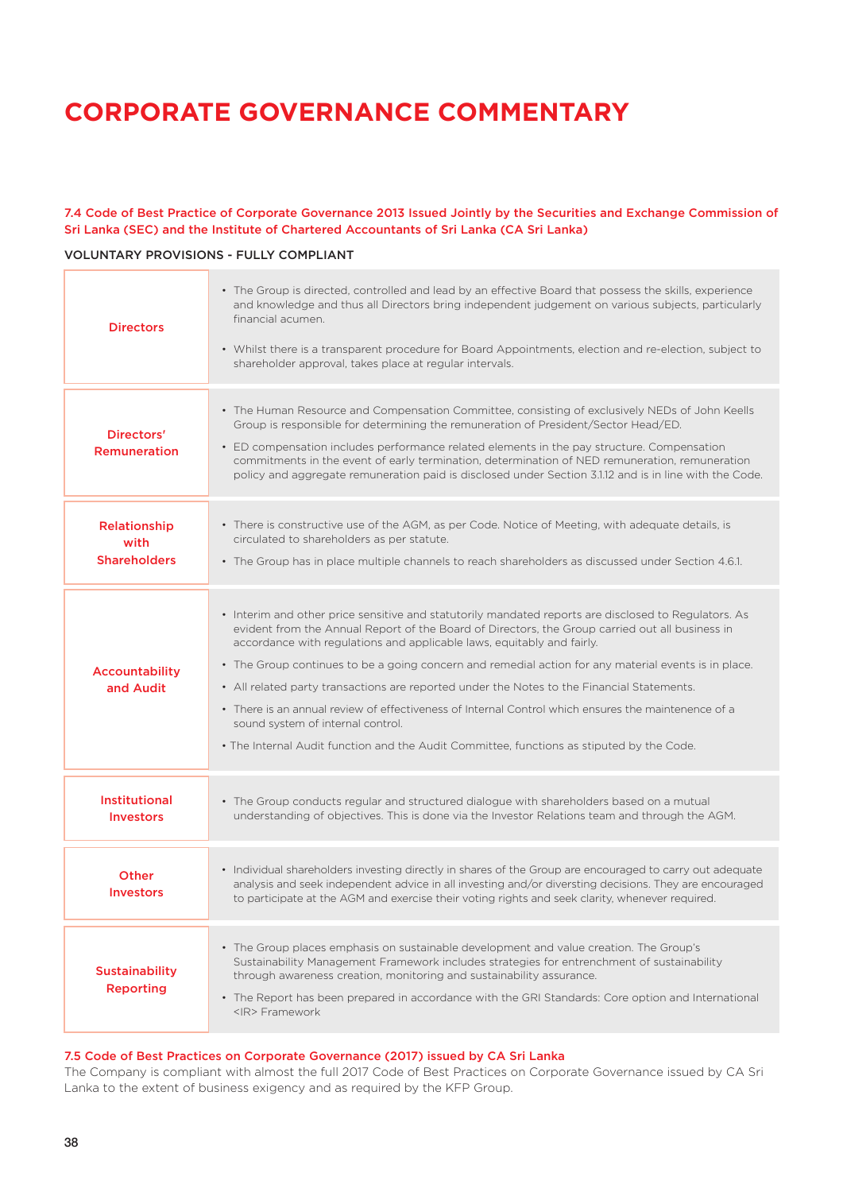# CORPORATE GOVERNANCE COMMENTARY

### 7.4 Code of Best Practice of Corporate Governance 2013 Issued Jointly by the Securities and Exchange Commission of Sri Lanka (SEC) and the Institute of Chartered Accountants of Sri Lanka (CA Sri Lanka)

**VOLUNTARY PROVISIONS - FULLY COMPLIANT**

| | |
|---|---|
| **Directors** | • The Group is directed, controlled and lead by an effective Board that possess the skills, experience and knowledge and thus all Directors bring independent judgement on various subjects, particularly financial acumen.<br>• Whilst there is a transparent procedure for Board Appointments, election and re-election, subject to shareholder approval, takes place at regular intervals. |
| **Directors' Remuneration** | • The Human Resource and Compensation Committee, consisting of exclusively NEDs of John Keells Group is responsible for determining the remuneration of President/Sector Head/ED.<br>• ED compensation includes performance related elements in the pay structure. Compensation commitments in the event of early termination, determination of NED remuneration, remuneration policy and aggregate remuneration paid is disclosed under Section 3.1.12 and is in line with the Code. |
| **Relationship with Shareholders** | • There is constructive use of the AGM, as per Code. Notice of Meeting, with adequate details, is circulated to shareholders as per statute.<br>• The Group has in place multiple channels to reach shareholders as discussed under Section 4.6.1. |
| **Accountability and Audit** | • Interim and other price sensitive and statutorily mandated reports are disclosed to Regulators. As evident from the Annual Report of the Board of Directors, the Group carried out all business in accordance with regulations and applicable laws, equitably and fairly.<br>• The Group continues to be a going concern and remedial action for any material events is in place.<br>• All related party transactions are reported under the Notes to the Financial Statements.<br>• There is an annual review of effectiveness of Internal Control which ensures the maintenence of a sound system of internal control.<br>• The Internal Audit function and the Audit Committee, functions as stiputed by the Code. |
| **Institutional Investors** | • The Group conducts regular and structured dialogue with shareholders based on a mutual understanding of objectives. This is done via the Investor Relations team and through the AGM. |
| **Other Investors** | • Individual shareholders investing directly in shares of the Group are encouraged to carry out adequate analysis and seek independent advice in all investing and/or diversting decisions. They are encouraged to participate at the AGM and exercise their voting rights and seek clarity, whenever required. |
| **Sustainability Reporting** | • The Group places emphasis on sustainable development and value creation. The Group's Sustainability Management Framework includes strategies for entrenchment of sustainability through awareness creation, monitoring and sustainability assurance.<br>• The Report has been prepared in accordance with the GRI Standards: Core option and International <IR> Framework |

### 7.5 Code of Best Practices on Corporate Governance (2017) issued by CA Sri Lanka

The Company is compliant with almost the full 2017 Code of Best Practices on Corporate Governance issued by CA Sri Lanka to the extent of business exigency and as required by the KFP Group.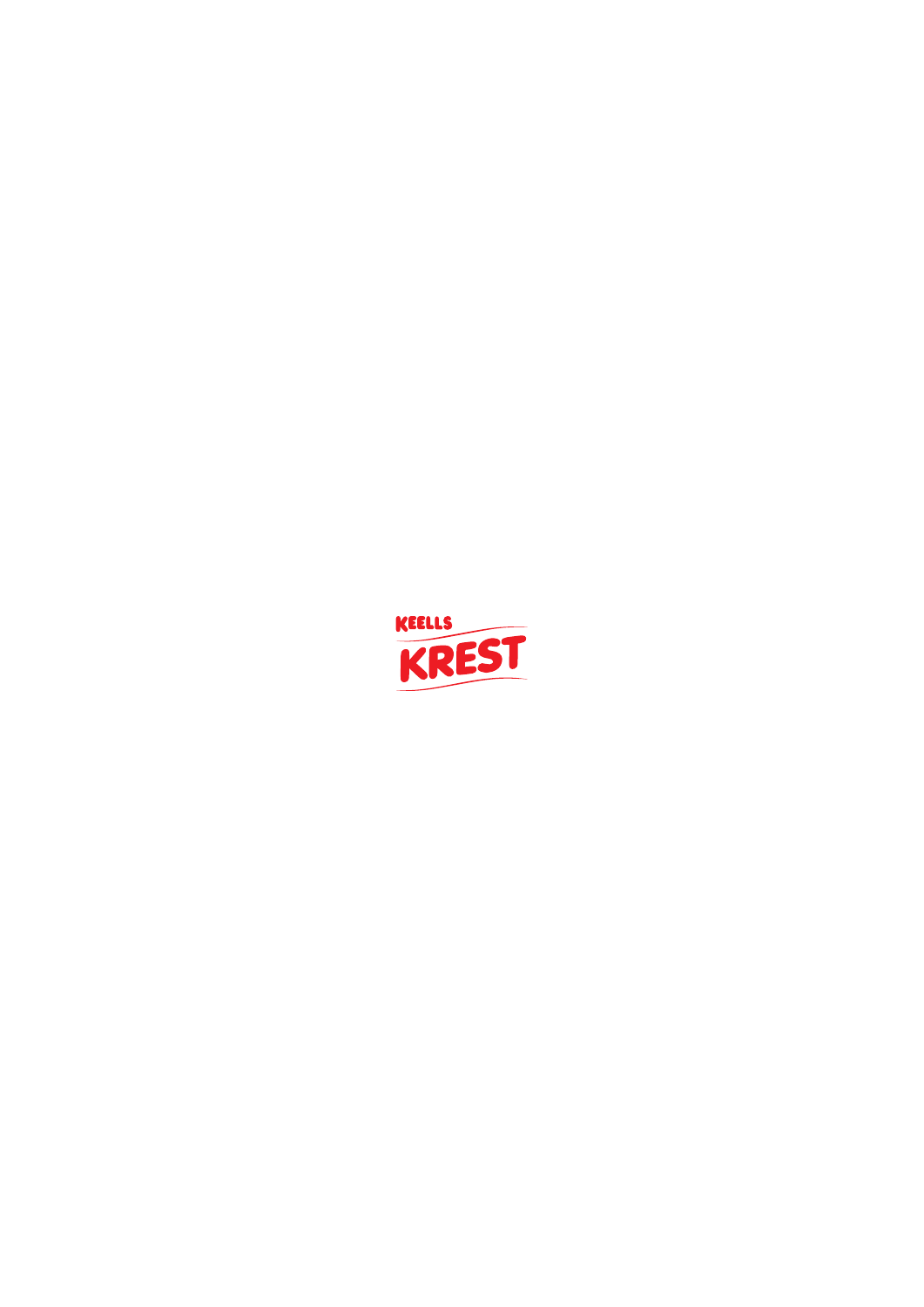KEELLS

KREST